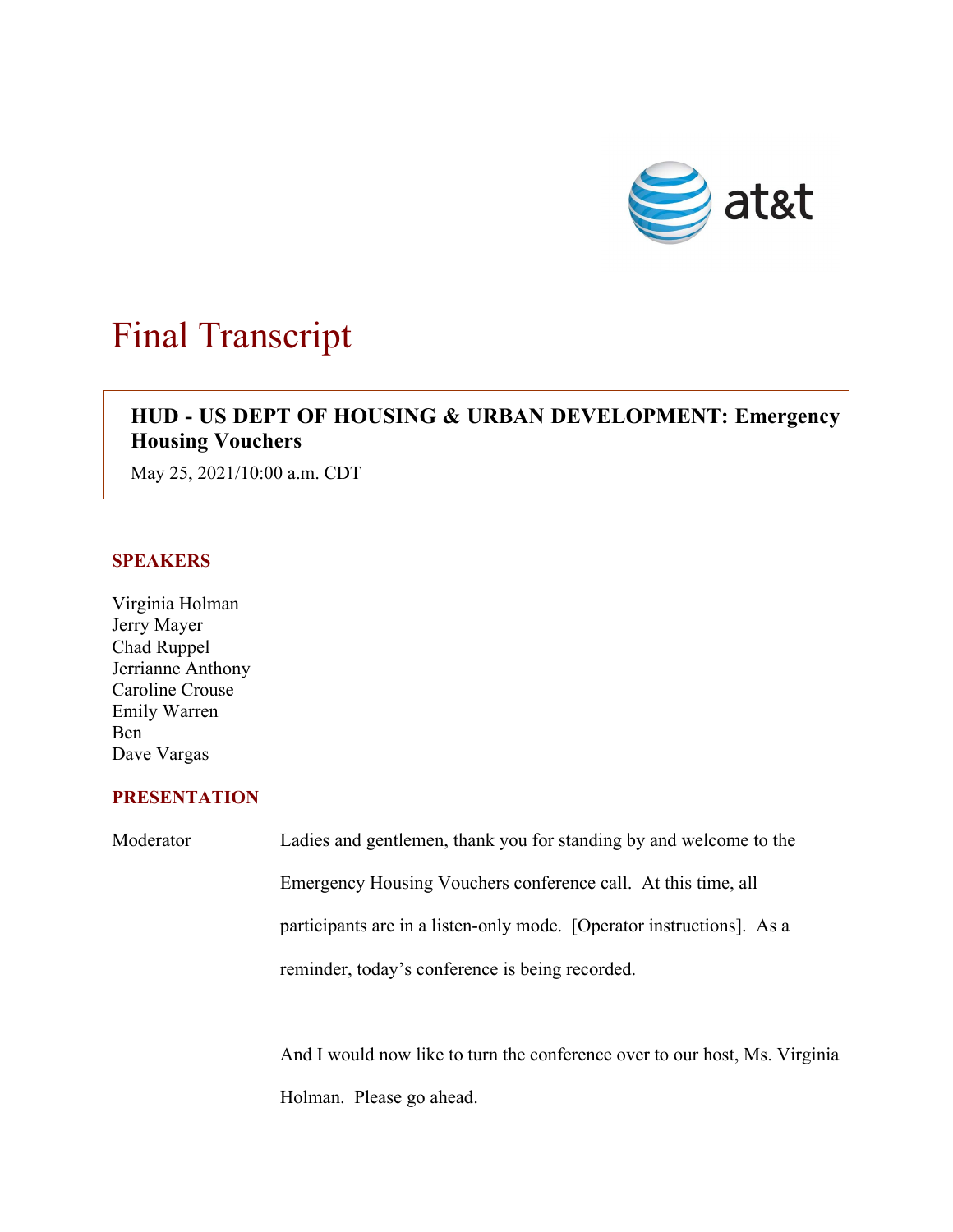# Final Transcript

**HUD - US DEPT OF HOUSING & URBAN DEVELOPMENT: Emergency Housing Vouchers**

May 25, 2021/10:00 a.m. CDT

## SPEAKERS

Virginia Holman
Jerry Mayer
Chad Ruppel
Jerrianne Anthony
Caroline Crouse
Emily Warren
Ben
Dave Vargas

## PRESENTATION

Moderator: Ladies and gentlemen, thank you for standing by and welcome to the Emergency Housing Vouchers conference call. At this time, all participants are in a listen-only mode. [Operator instructions]. As a reminder, today's conference is being recorded.

And I would now like to turn the conference over to our host, Ms. Virginia Holman. Please go ahead.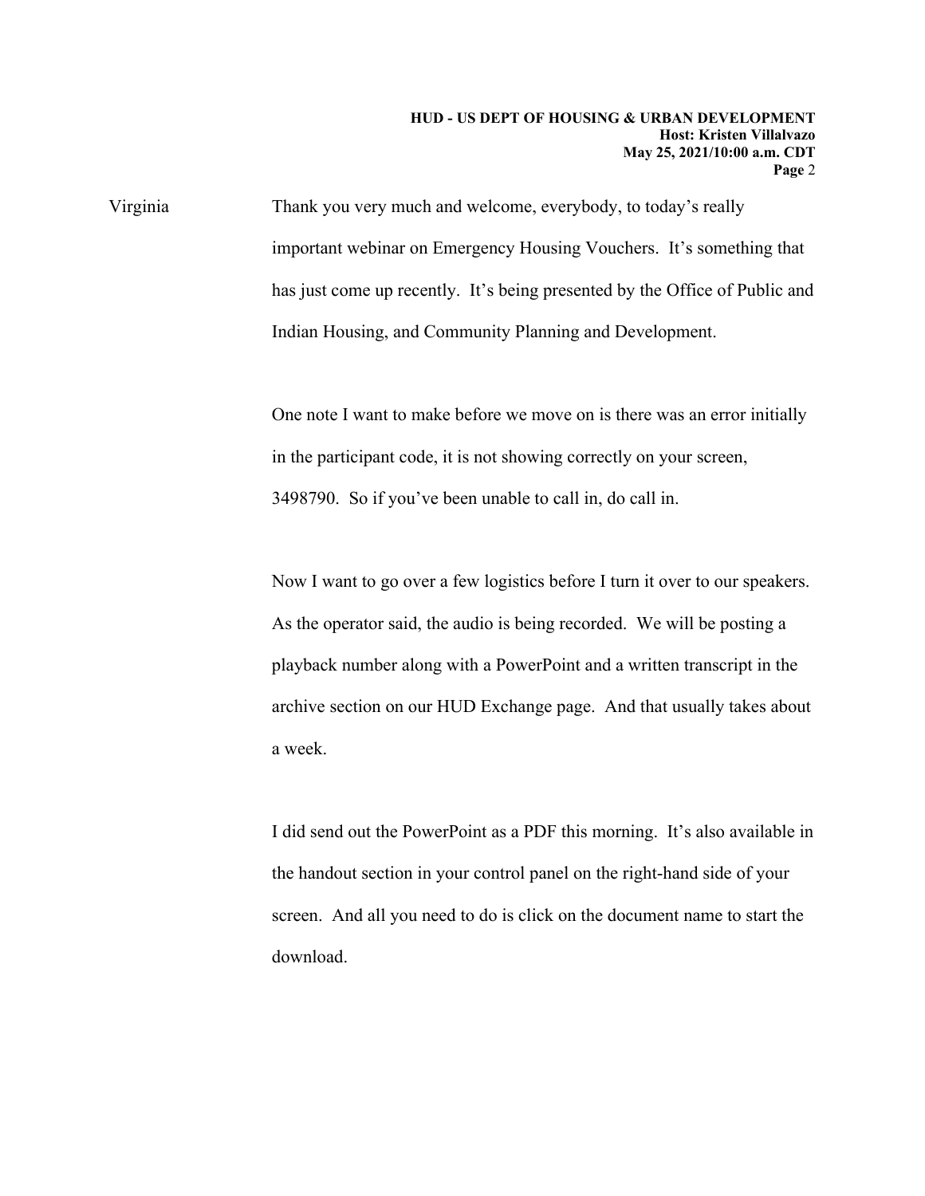Virginia Thank you very much and welcome, everybody, to today's really important webinar on Emergency Housing Vouchers. It's something that has just come up recently. It's being presented by the Office of Public and Indian Housing, and Community Planning and Development.

One note I want to make before we move on is there was an error initially in the participant code, it is not showing correctly on your screen, 3498790. So if you've been unable to call in, do call in.

Now I want to go over a few logistics before I turn it over to our speakers. As the operator said, the audio is being recorded. We will be posting a playback number along with a PowerPoint and a written transcript in the archive section on our HUD Exchange page. And that usually takes about a week.

I did send out the PowerPoint as a PDF this morning. It's also available in the handout section in your control panel on the right-hand side of your screen. And all you need to do is click on the document name to start the download.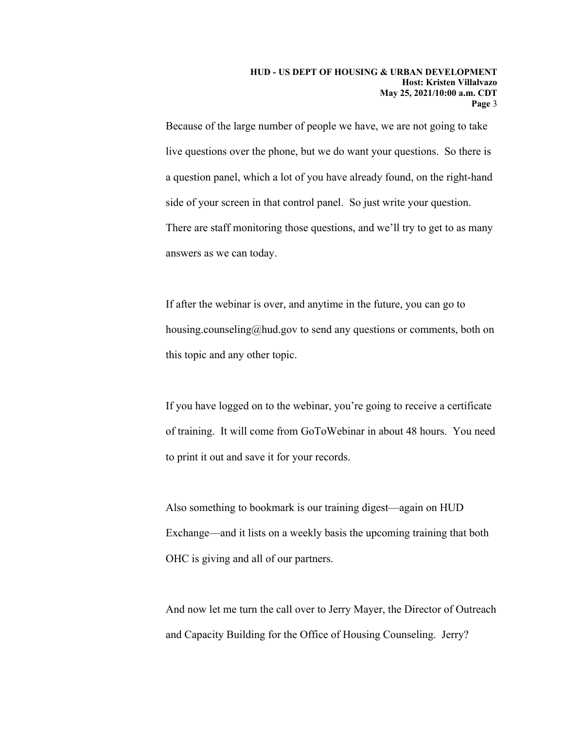Because of the large number of people we have, we are not going to take live questions over the phone, but we do want your questions. So there is a question panel, which a lot of you have already found, on the right-hand side of your screen in that control panel. So just write your question. There are staff monitoring those questions, and we'll try to get to as many answers as we can today.

If after the webinar is over, and anytime in the future, you can go to housing.counseling@hud.gov to send any questions or comments, both on this topic and any other topic.

If you have logged on to the webinar, you're going to receive a certificate of training. It will come from GoToWebinar in about 48 hours. You need to print it out and save it for your records.

Also something to bookmark is our training digest—again on HUD Exchange—and it lists on a weekly basis the upcoming training that both OHC is giving and all of our partners.

And now let me turn the call over to Jerry Mayer, the Director of Outreach and Capacity Building for the Office of Housing Counseling. Jerry?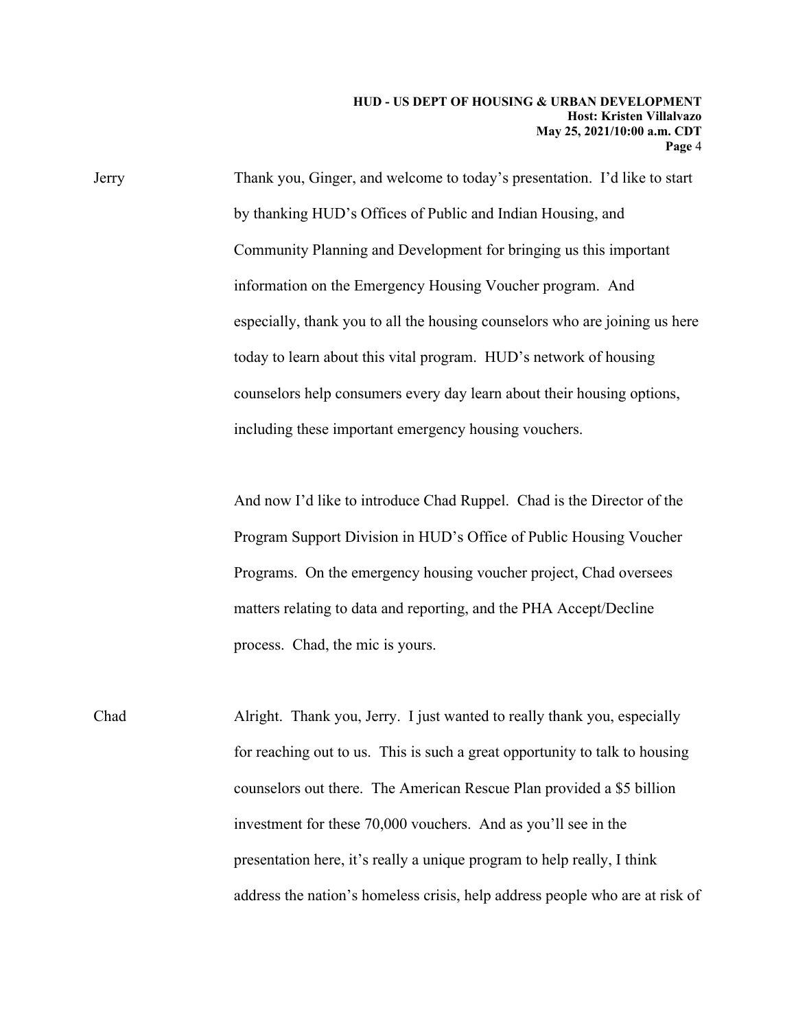Jerry Thank you, Ginger, and welcome to today's presentation. I'd like to start by thanking HUD's Offices of Public and Indian Housing, and Community Planning and Development for bringing us this important information on the Emergency Housing Voucher program. And especially, thank you to all the housing counselors who are joining us here today to learn about this vital program. HUD's network of housing counselors help consumers every day learn about their housing options, including these important emergency housing vouchers.

And now I'd like to introduce Chad Ruppel. Chad is the Director of the Program Support Division in HUD's Office of Public Housing Voucher Programs. On the emergency housing voucher project, Chad oversees matters relating to data and reporting, and the PHA Accept/Decline process. Chad, the mic is yours.

Chad Alright. Thank you, Jerry. I just wanted to really thank you, especially for reaching out to us. This is such a great opportunity to talk to housing counselors out there. The American Rescue Plan provided a $5 billion investment for these 70,000 vouchers. And as you'll see in the presentation here, it's really a unique program to help really, I think address the nation's homeless crisis, help address people who are at risk of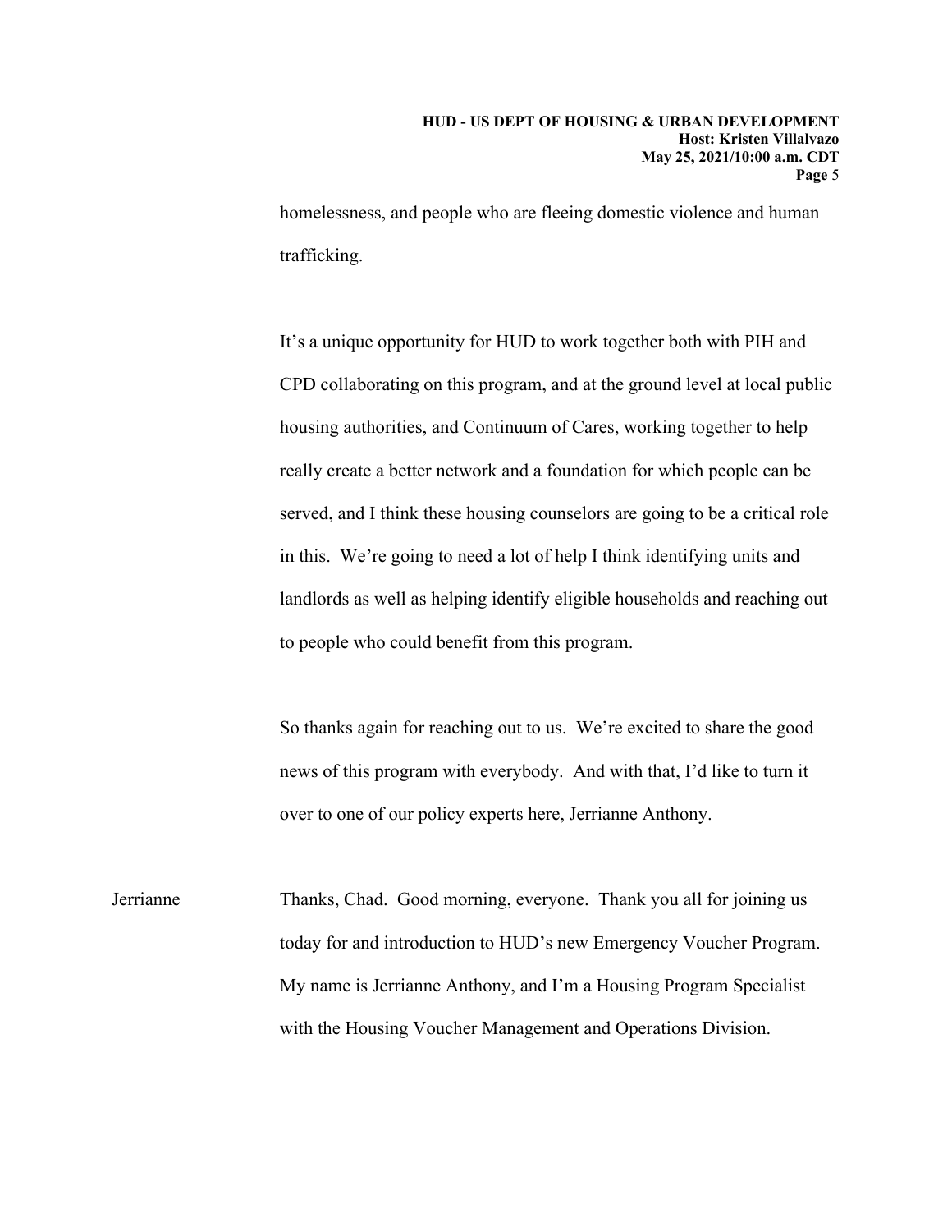homelessness, and people who are fleeing domestic violence and human trafficking.

It's a unique opportunity for HUD to work together both with PIH and CPD collaborating on this program, and at the ground level at local public housing authorities, and Continuum of Cares, working together to help really create a better network and a foundation for which people can be served, and I think these housing counselors are going to be a critical role in this. We're going to need a lot of help I think identifying units and landlords as well as helping identify eligible households and reaching out to people who could benefit from this program.

So thanks again for reaching out to us. We're excited to share the good news of this program with everybody. And with that, I'd like to turn it over to one of our policy experts here, Jerrianne Anthony.

Jerrianne: Thanks, Chad. Good morning, everyone. Thank you all for joining us today for and introduction to HUD's new Emergency Voucher Program. My name is Jerrianne Anthony, and I'm a Housing Program Specialist with the Housing Voucher Management and Operations Division.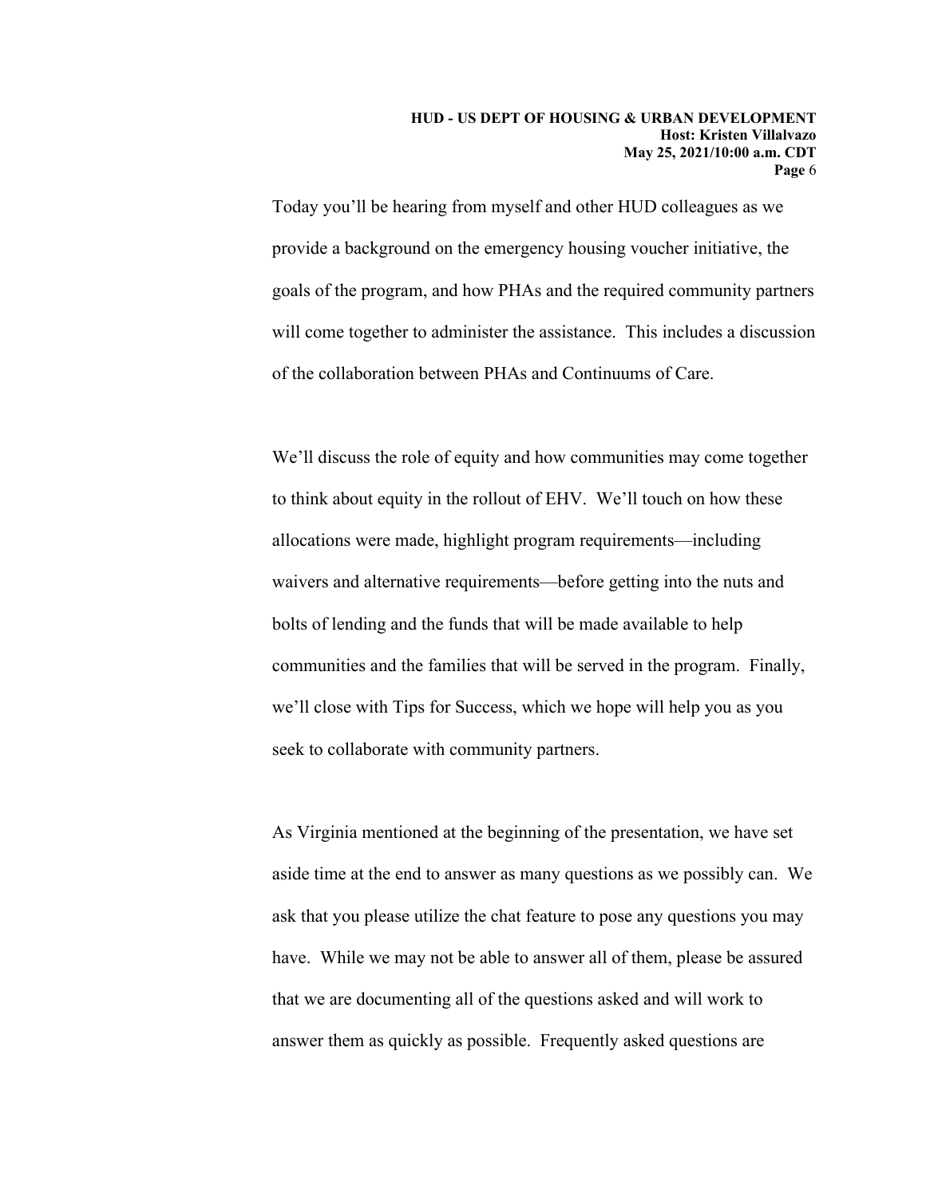Today you'll be hearing from myself and other HUD colleagues as we provide a background on the emergency housing voucher initiative, the goals of the program, and how PHAs and the required community partners will come together to administer the assistance. This includes a discussion of the collaboration between PHAs and Continuums of Care.

We'll discuss the role of equity and how communities may come together to think about equity in the rollout of EHV. We'll touch on how these allocations were made, highlight program requirements—including waivers and alternative requirements—before getting into the nuts and bolts of lending and the funds that will be made available to help communities and the families that will be served in the program. Finally, we'll close with Tips for Success, which we hope will help you as you seek to collaborate with community partners.

As Virginia mentioned at the beginning of the presentation, we have set aside time at the end to answer as many questions as we possibly can. We ask that you please utilize the chat feature to pose any questions you may have. While we may not be able to answer all of them, please be assured that we are documenting all of the questions asked and will work to answer them as quickly as possible. Frequently asked questions are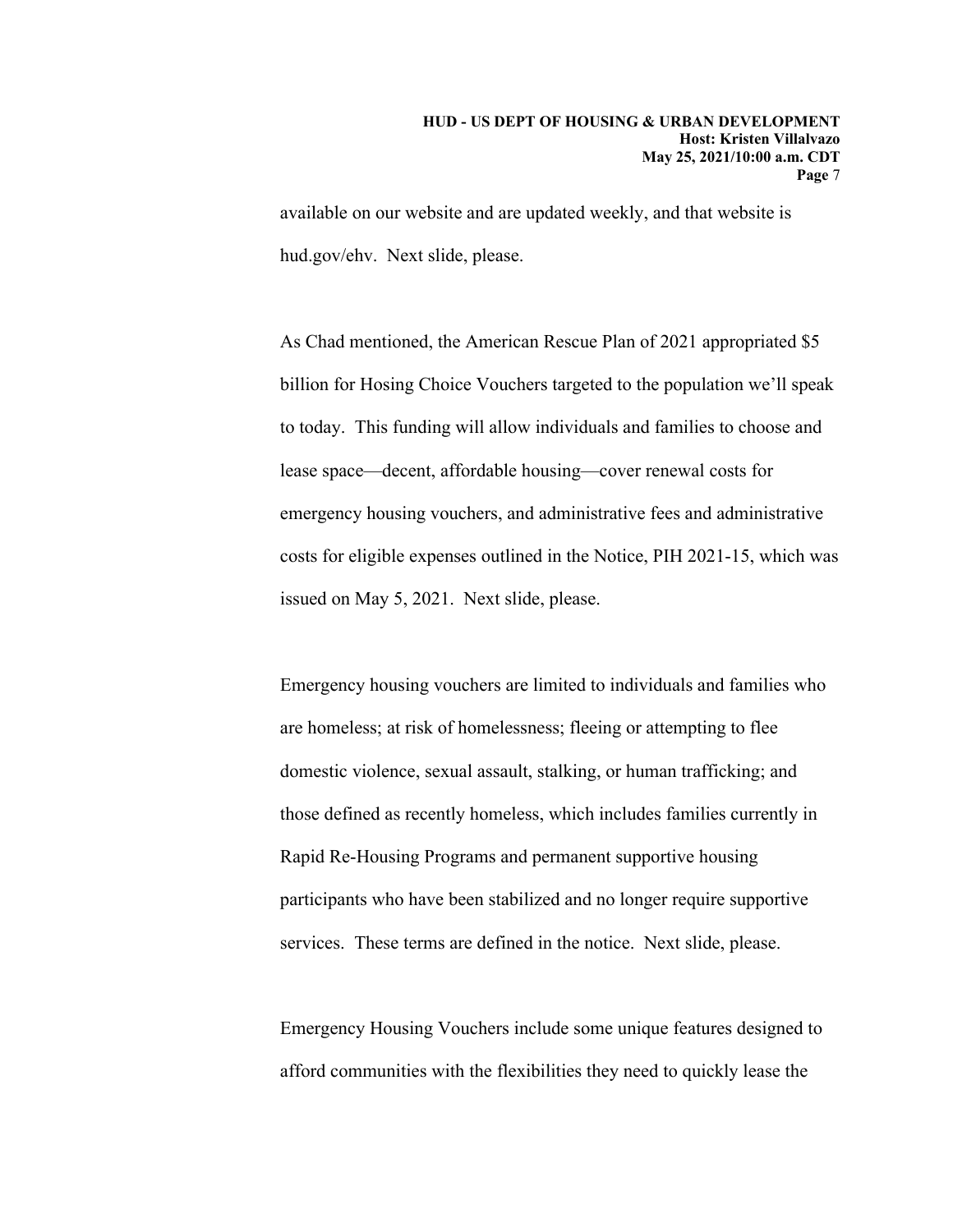available on our website and are updated weekly, and that website is hud.gov/ehv. Next slide, please.

As Chad mentioned, the American Rescue Plan of 2021 appropriated $5 billion for Hosing Choice Vouchers targeted to the population we'll speak to today. This funding will allow individuals and families to choose and lease space—decent, affordable housing—cover renewal costs for emergency housing vouchers, and administrative fees and administrative costs for eligible expenses outlined in the Notice, PIH 2021-15, which was issued on May 5, 2021. Next slide, please.

Emergency housing vouchers are limited to individuals and families who are homeless; at risk of homelessness; fleeing or attempting to flee domestic violence, sexual assault, stalking, or human trafficking; and those defined as recently homeless, which includes families currently in Rapid Re-Housing Programs and permanent supportive housing participants who have been stabilized and no longer require supportive services. These terms are defined in the notice. Next slide, please.

Emergency Housing Vouchers include some unique features designed to afford communities with the flexibilities they need to quickly lease the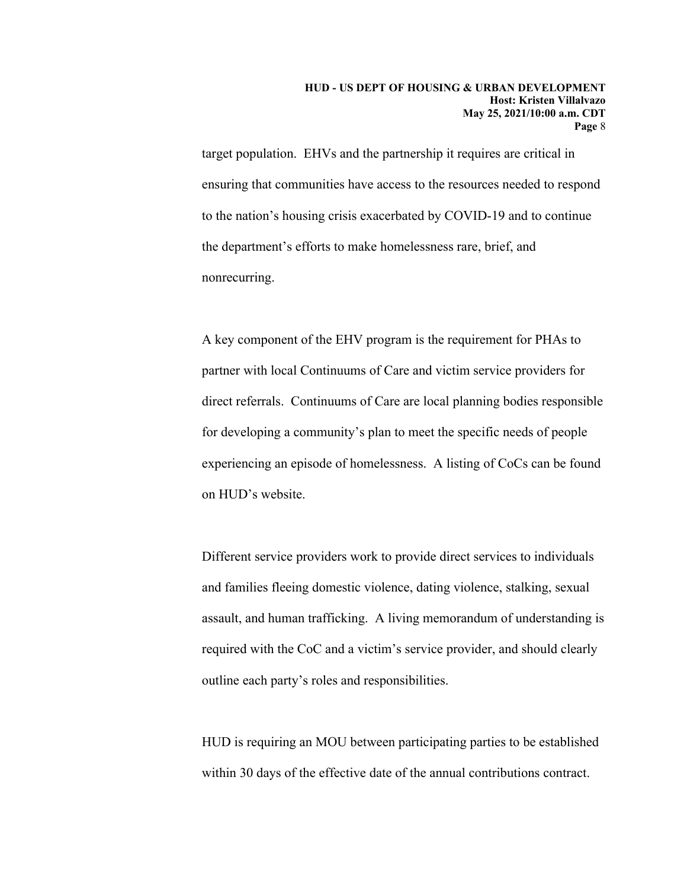target population. EHVs and the partnership it requires are critical in ensuring that communities have access to the resources needed to respond to the nation's housing crisis exacerbated by COVID-19 and to continue the department's efforts to make homelessness rare, brief, and nonrecurring.

A key component of the EHV program is the requirement for PHAs to partner with local Continuums of Care and victim service providers for direct referrals. Continuums of Care are local planning bodies responsible for developing a community's plan to meet the specific needs of people experiencing an episode of homelessness. A listing of CoCs can be found on HUD's website.

Different service providers work to provide direct services to individuals and families fleeing domestic violence, dating violence, stalking, sexual assault, and human trafficking. A living memorandum of understanding is required with the CoC and a victim's service provider, and should clearly outline each party's roles and responsibilities.

HUD is requiring an MOU between participating parties to be established within 30 days of the effective date of the annual contributions contract.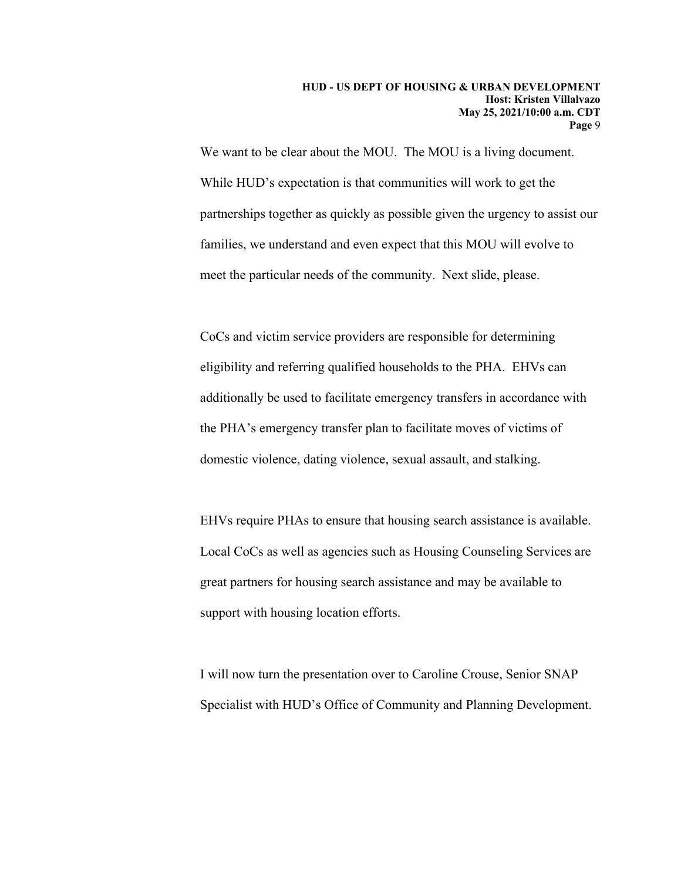We want to be clear about the MOU. The MOU is a living document. While HUD's expectation is that communities will work to get the partnerships together as quickly as possible given the urgency to assist our families, we understand and even expect that this MOU will evolve to meet the particular needs of the community. Next slide, please.

CoCs and victim service providers are responsible for determining eligibility and referring qualified households to the PHA. EHVs can additionally be used to facilitate emergency transfers in accordance with the PHA's emergency transfer plan to facilitate moves of victims of domestic violence, dating violence, sexual assault, and stalking.

EHVs require PHAs to ensure that housing search assistance is available. Local CoCs as well as agencies such as Housing Counseling Services are great partners for housing search assistance and may be available to support with housing location efforts.

I will now turn the presentation over to Caroline Crouse, Senior SNAP Specialist with HUD's Office of Community and Planning Development.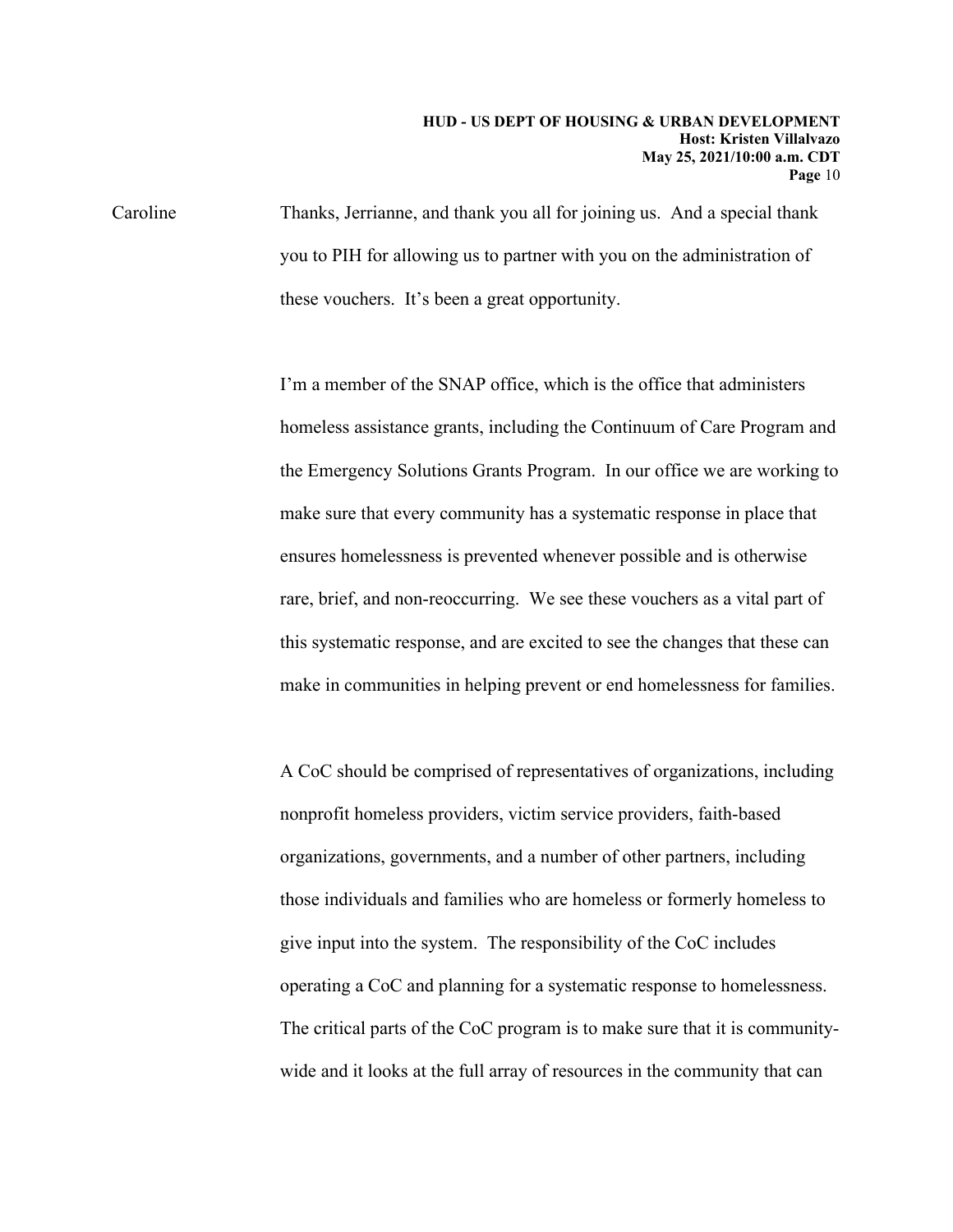Caroline Thanks, Jerrianne, and thank you all for joining us. And a special thank you to PIH for allowing us to partner with you on the administration of these vouchers. It's been a great opportunity.

I'm a member of the SNAP office, which is the office that administers homeless assistance grants, including the Continuum of Care Program and the Emergency Solutions Grants Program. In our office we are working to make sure that every community has a systematic response in place that ensures homelessness is prevented whenever possible and is otherwise rare, brief, and non-reoccurring. We see these vouchers as a vital part of this systematic response, and are excited to see the changes that these can make in communities in helping prevent or end homelessness for families.

A CoC should be comprised of representatives of organizations, including nonprofit homeless providers, victim service providers, faith-based organizations, governments, and a number of other partners, including those individuals and families who are homeless or formerly homeless to give input into the system. The responsibility of the CoC includes operating a CoC and planning for a systematic response to homelessness. The critical parts of the CoC program is to make sure that it is community-wide and it looks at the full array of resources in the community that can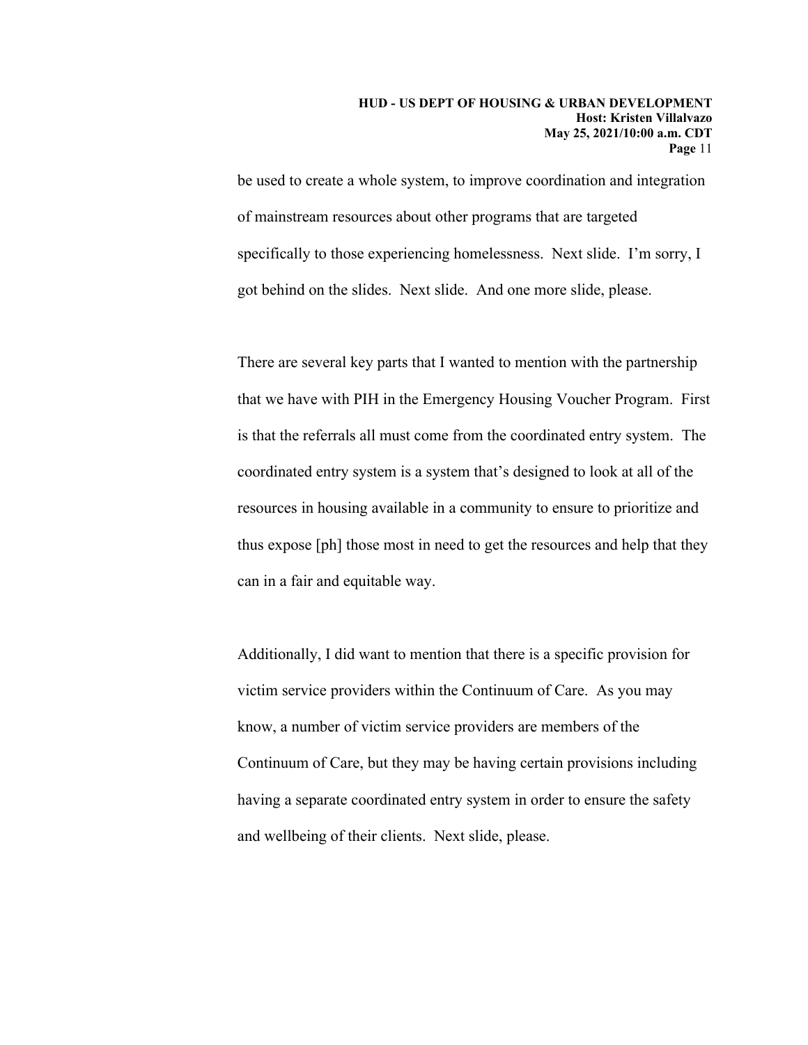be used to create a whole system, to improve coordination and integration of mainstream resources about other programs that are targeted specifically to those experiencing homelessness. Next slide. I'm sorry, I got behind on the slides. Next slide. And one more slide, please.

There are several key parts that I wanted to mention with the partnership that we have with PIH in the Emergency Housing Voucher Program. First is that the referrals all must come from the coordinated entry system. The coordinated entry system is a system that's designed to look at all of the resources in housing available in a community to ensure to prioritize and thus expose [ph] those most in need to get the resources and help that they can in a fair and equitable way.

Additionally, I did want to mention that there is a specific provision for victim service providers within the Continuum of Care. As you may know, a number of victim service providers are members of the Continuum of Care, but they may be having certain provisions including having a separate coordinated entry system in order to ensure the safety and wellbeing of their clients. Next slide, please.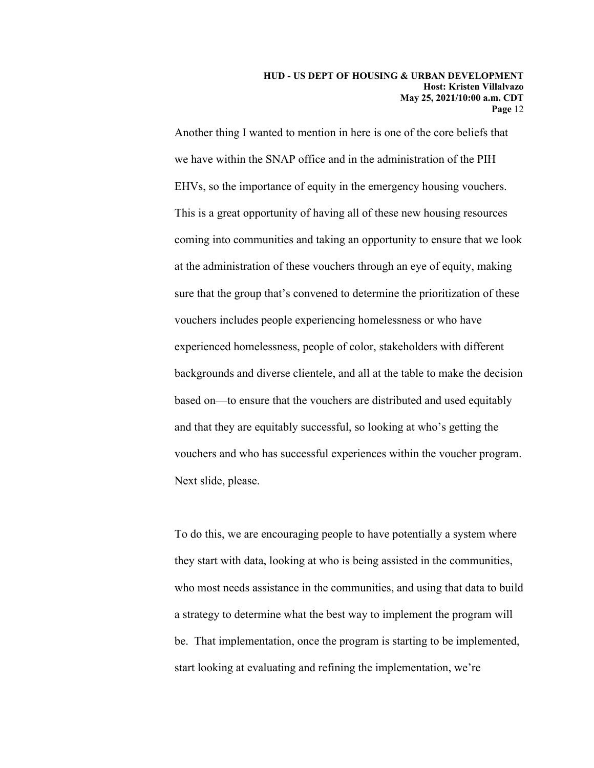Another thing I wanted to mention in here is one of the core beliefs that we have within the SNAP office and in the administration of the PIH EHVs, so the importance of equity in the emergency housing vouchers. This is a great opportunity of having all of these new housing resources coming into communities and taking an opportunity to ensure that we look at the administration of these vouchers through an eye of equity, making sure that the group that's convened to determine the prioritization of these vouchers includes people experiencing homelessness or who have experienced homelessness, people of color, stakeholders with different backgrounds and diverse clientele, and all at the table to make the decision based on—to ensure that the vouchers are distributed and used equitably and that they are equitably successful, so looking at who's getting the vouchers and who has successful experiences within the voucher program. Next slide, please.

To do this, we are encouraging people to have potentially a system where they start with data, looking at who is being assisted in the communities, who most needs assistance in the communities, and using that data to build a strategy to determine what the best way to implement the program will be. That implementation, once the program is starting to be implemented, start looking at evaluating and refining the implementation, we're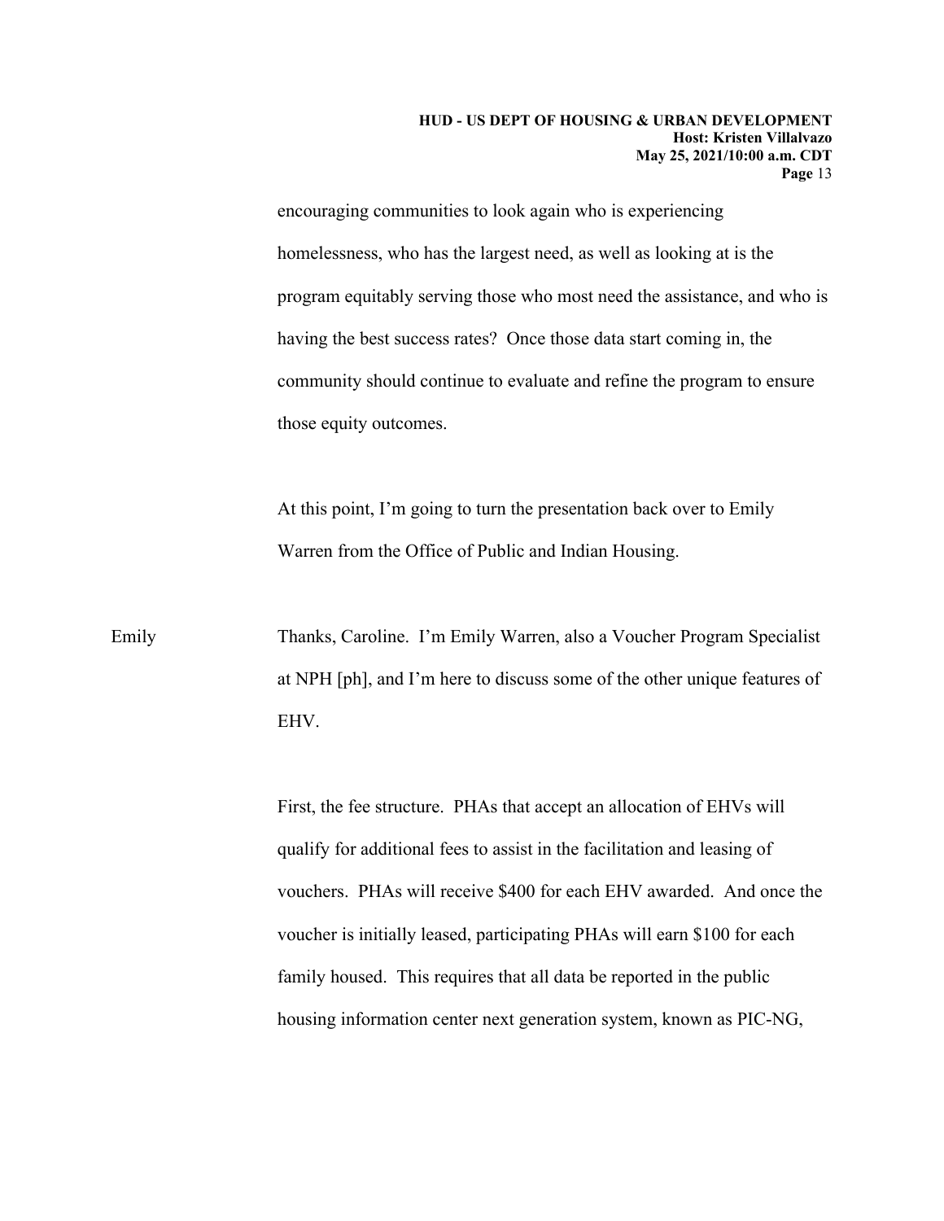encouraging communities to look again who is experiencing homelessness, who has the largest need, as well as looking at is the program equitably serving those who most need the assistance, and who is having the best success rates? Once those data start coming in, the community should continue to evaluate and refine the program to ensure those equity outcomes.

At this point, I'm going to turn the presentation back over to Emily Warren from the Office of Public and Indian Housing.

Emily: Thanks, Caroline. I'm Emily Warren, also a Voucher Program Specialist at NPH [ph], and I'm here to discuss some of the other unique features of EHV.

First, the fee structure. PHAs that accept an allocation of EHVs will qualify for additional fees to assist in the facilitation and leasing of vouchers. PHAs will receive $400 for each EHV awarded. And once the voucher is initially leased, participating PHAs will earn $100 for each family housed. This requires that all data be reported in the public housing information center next generation system, known as PIC-NG,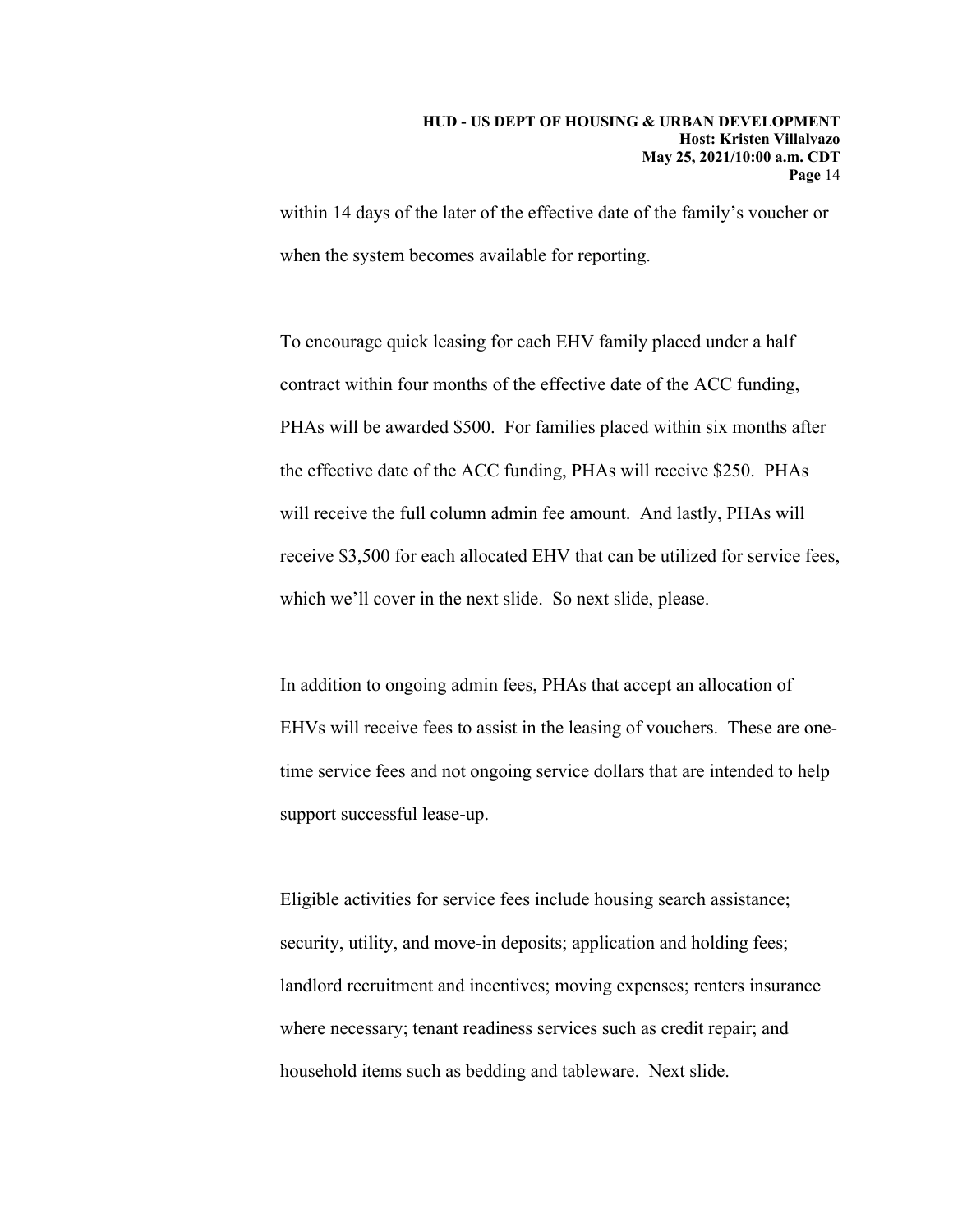within 14 days of the later of the effective date of the family's voucher or when the system becomes available for reporting.

To encourage quick leasing for each EHV family placed under a half contract within four months of the effective date of the ACC funding, PHAs will be awarded $500. For families placed within six months after the effective date of the ACC funding, PHAs will receive $250. PHAs will receive the full column admin fee amount. And lastly, PHAs will receive $3,500 for each allocated EHV that can be utilized for service fees, which we'll cover in the next slide. So next slide, please.

In addition to ongoing admin fees, PHAs that accept an allocation of EHVs will receive fees to assist in the leasing of vouchers. These are one-time service fees and not ongoing service dollars that are intended to help support successful lease-up.

Eligible activities for service fees include housing search assistance; security, utility, and move-in deposits; application and holding fees; landlord recruitment and incentives; moving expenses; renters insurance where necessary; tenant readiness services such as credit repair; and household items such as bedding and tableware. Next slide.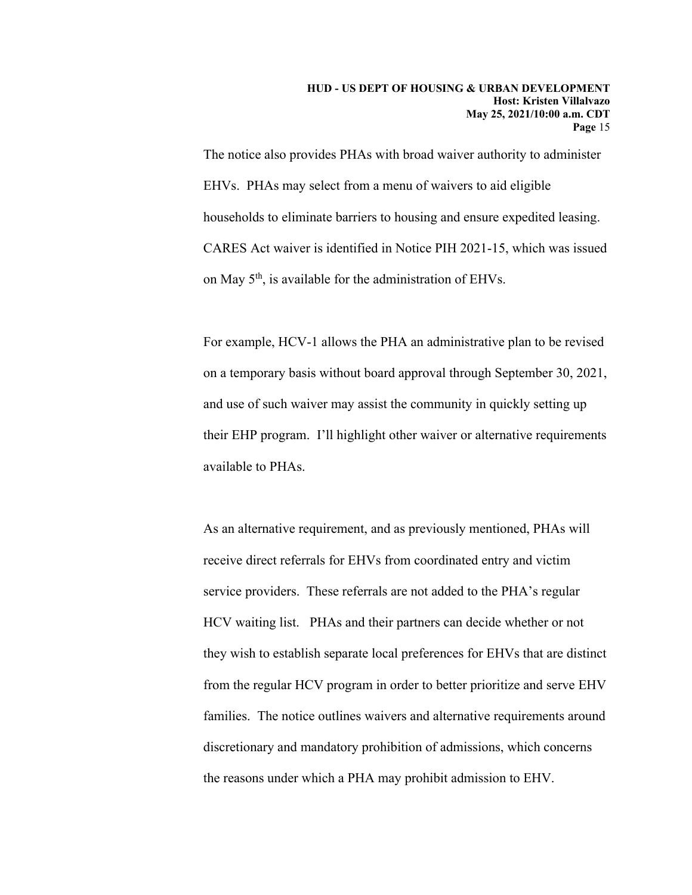The notice also provides PHAs with broad waiver authority to administer EHVs. PHAs may select from a menu of waivers to aid eligible households to eliminate barriers to housing and ensure expedited leasing. CARES Act waiver is identified in Notice PIH 2021-15, which was issued on May 5th, is available for the administration of EHVs.

For example, HCV-1 allows the PHA an administrative plan to be revised on a temporary basis without board approval through September 30, 2021, and use of such waiver may assist the community in quickly setting up their EHP program. I'll highlight other waiver or alternative requirements available to PHAs.

As an alternative requirement, and as previously mentioned, PHAs will receive direct referrals for EHVs from coordinated entry and victim service providers. These referrals are not added to the PHA's regular HCV waiting list. PHAs and their partners can decide whether or not they wish to establish separate local preferences for EHVs that are distinct from the regular HCV program in order to better prioritize and serve EHV families. The notice outlines waivers and alternative requirements around discretionary and mandatory prohibition of admissions, which concerns the reasons under which a PHA may prohibit admission to EHV.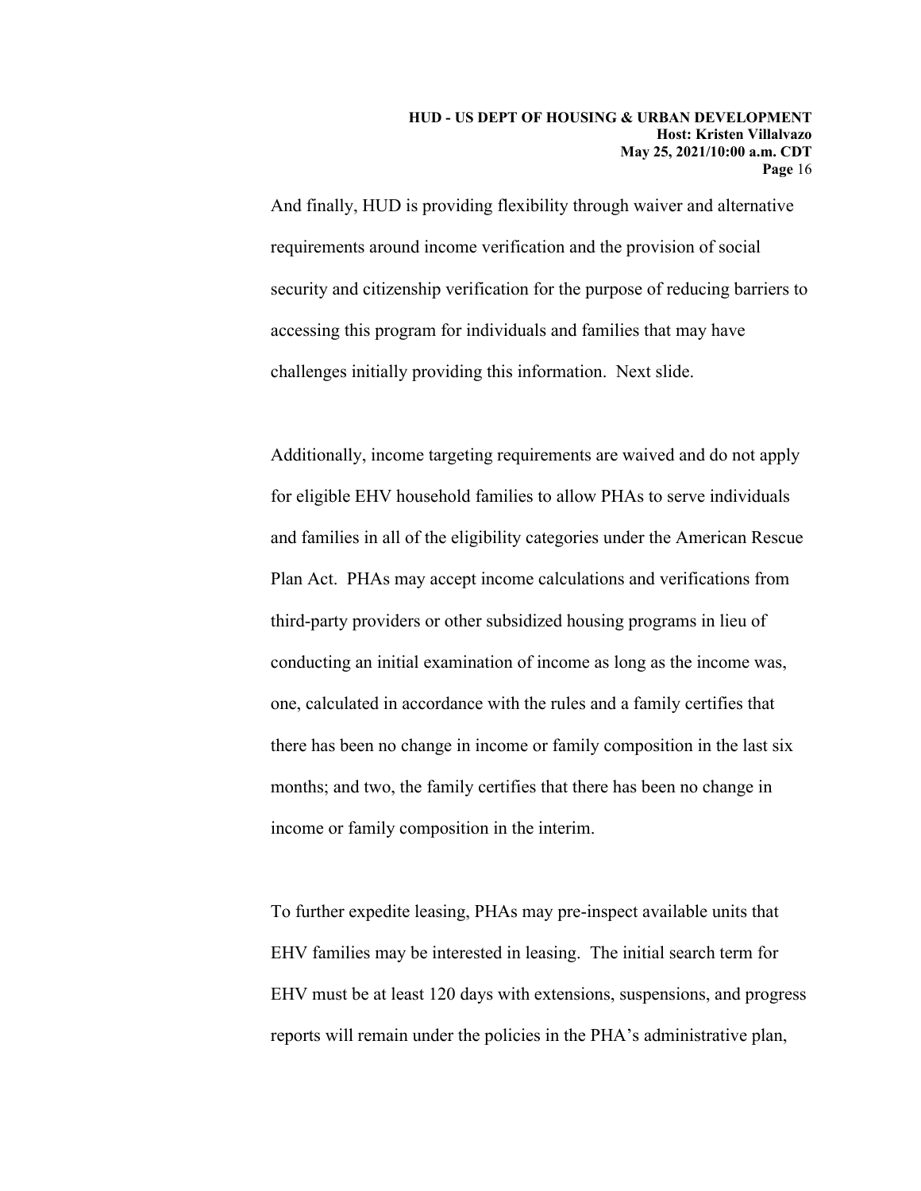And finally, HUD is providing flexibility through waiver and alternative requirements around income verification and the provision of social security and citizenship verification for the purpose of reducing barriers to accessing this program for individuals and families that may have challenges initially providing this information. Next slide.

Additionally, income targeting requirements are waived and do not apply for eligible EHV household families to allow PHAs to serve individuals and families in all of the eligibility categories under the American Rescue Plan Act. PHAs may accept income calculations and verifications from third-party providers or other subsidized housing programs in lieu of conducting an initial examination of income as long as the income was, one, calculated in accordance with the rules and a family certifies that there has been no change in income or family composition in the last six months; and two, the family certifies that there has been no change in income or family composition in the interim.

To further expedite leasing, PHAs may pre-inspect available units that EHV families may be interested in leasing. The initial search term for EHV must be at least 120 days with extensions, suspensions, and progress reports will remain under the policies in the PHA's administrative plan,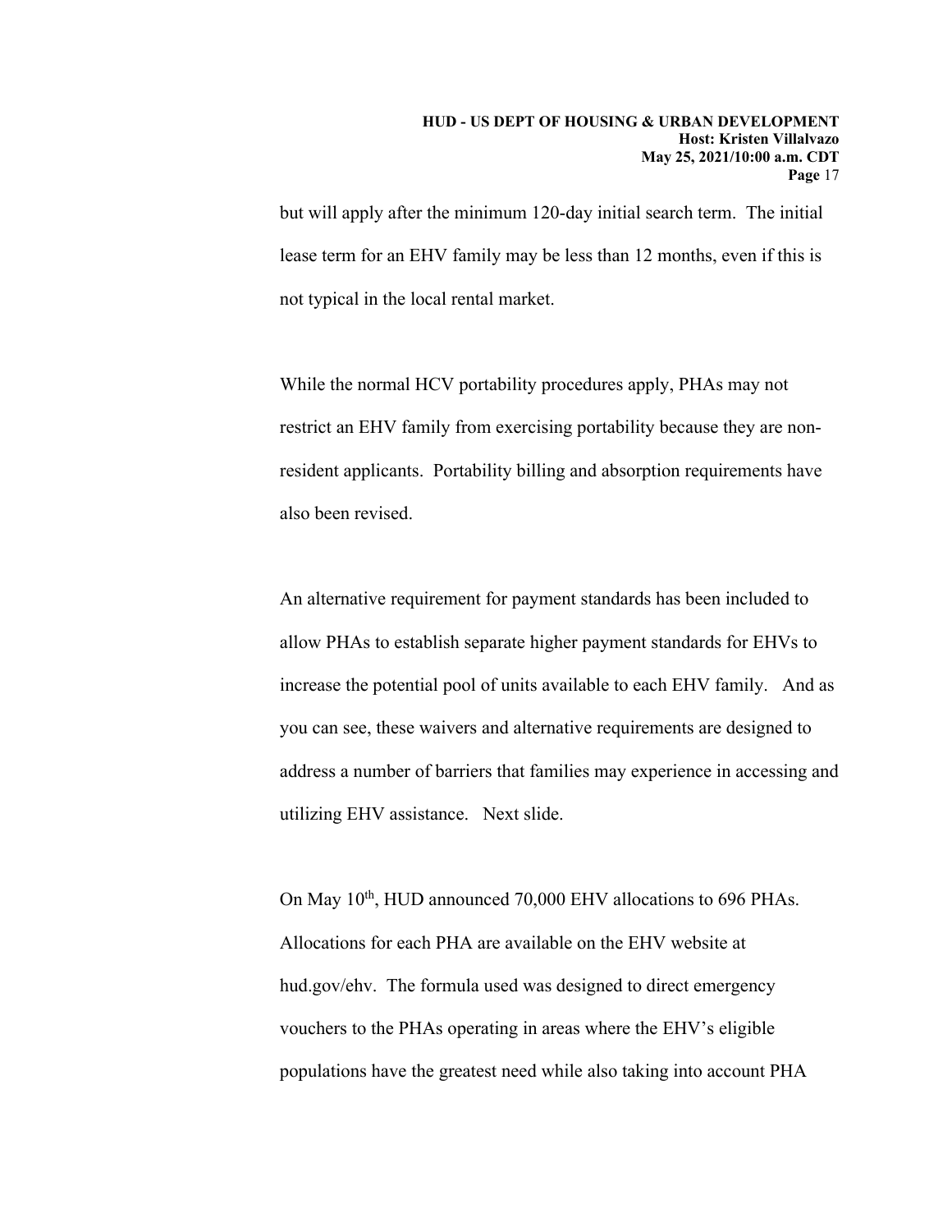but will apply after the minimum 120-day initial search term. The initial lease term for an EHV family may be less than 12 months, even if this is not typical in the local rental market.

While the normal HCV portability procedures apply, PHAs may not restrict an EHV family from exercising portability because they are non-resident applicants. Portability billing and absorption requirements have also been revised.

An alternative requirement for payment standards has been included to allow PHAs to establish separate higher payment standards for EHVs to increase the potential pool of units available to each EHV family. And as you can see, these waivers and alternative requirements are designed to address a number of barriers that families may experience in accessing and utilizing EHV assistance. Next slide.

On May 10th, HUD announced 70,000 EHV allocations to 696 PHAs. Allocations for each PHA are available on the EHV website at hud.gov/ehv. The formula used was designed to direct emergency vouchers to the PHAs operating in areas where the EHV's eligible populations have the greatest need while also taking into account PHA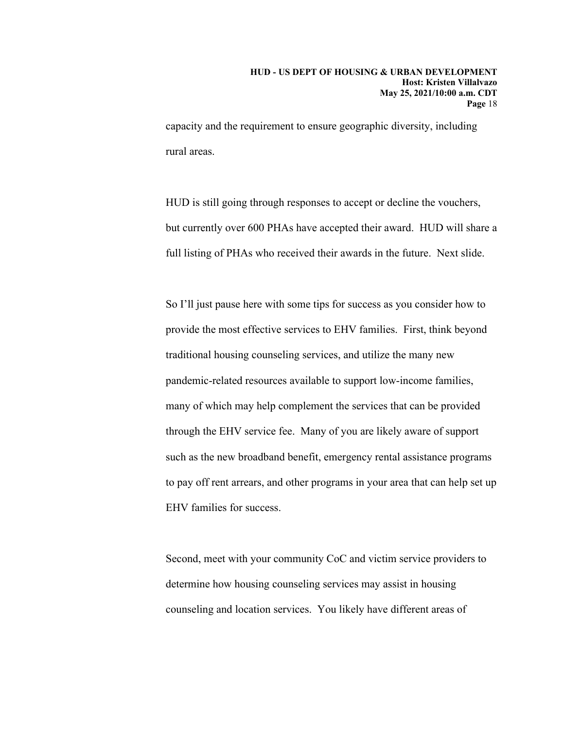capacity and the requirement to ensure geographic diversity, including rural areas.

HUD is still going through responses to accept or decline the vouchers, but currently over 600 PHAs have accepted their award. HUD will share a full listing of PHAs who received their awards in the future. Next slide.

So I'll just pause here with some tips for success as you consider how to provide the most effective services to EHV families. First, think beyond traditional housing counseling services, and utilize the many new pandemic-related resources available to support low-income families, many of which may help complement the services that can be provided through the EHV service fee. Many of you are likely aware of support such as the new broadband benefit, emergency rental assistance programs to pay off rent arrears, and other programs in your area that can help set up EHV families for success.

Second, meet with your community CoC and victim service providers to determine how housing counseling services may assist in housing counseling and location services. You likely have different areas of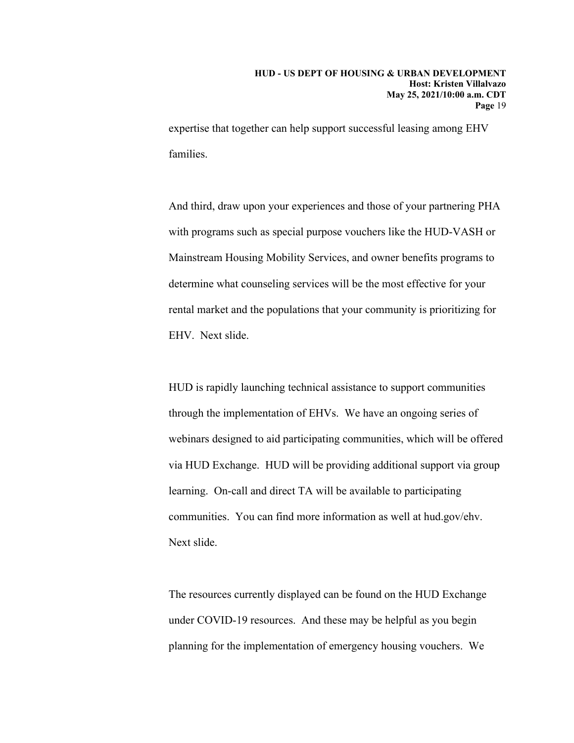expertise that together can help support successful leasing among EHV families.

And third, draw upon your experiences and those of your partnering PHA with programs such as special purpose vouchers like the HUD-VASH or Mainstream Housing Mobility Services, and owner benefits programs to determine what counseling services will be the most effective for your rental market and the populations that your community is prioritizing for EHV. Next slide.

HUD is rapidly launching technical assistance to support communities through the implementation of EHVs. We have an ongoing series of webinars designed to aid participating communities, which will be offered via HUD Exchange. HUD will be providing additional support via group learning. On-call and direct TA will be available to participating communities. You can find more information as well at hud.gov/ehv. Next slide.

The resources currently displayed can be found on the HUD Exchange under COVID-19 resources. And these may be helpful as you begin planning for the implementation of emergency housing vouchers. We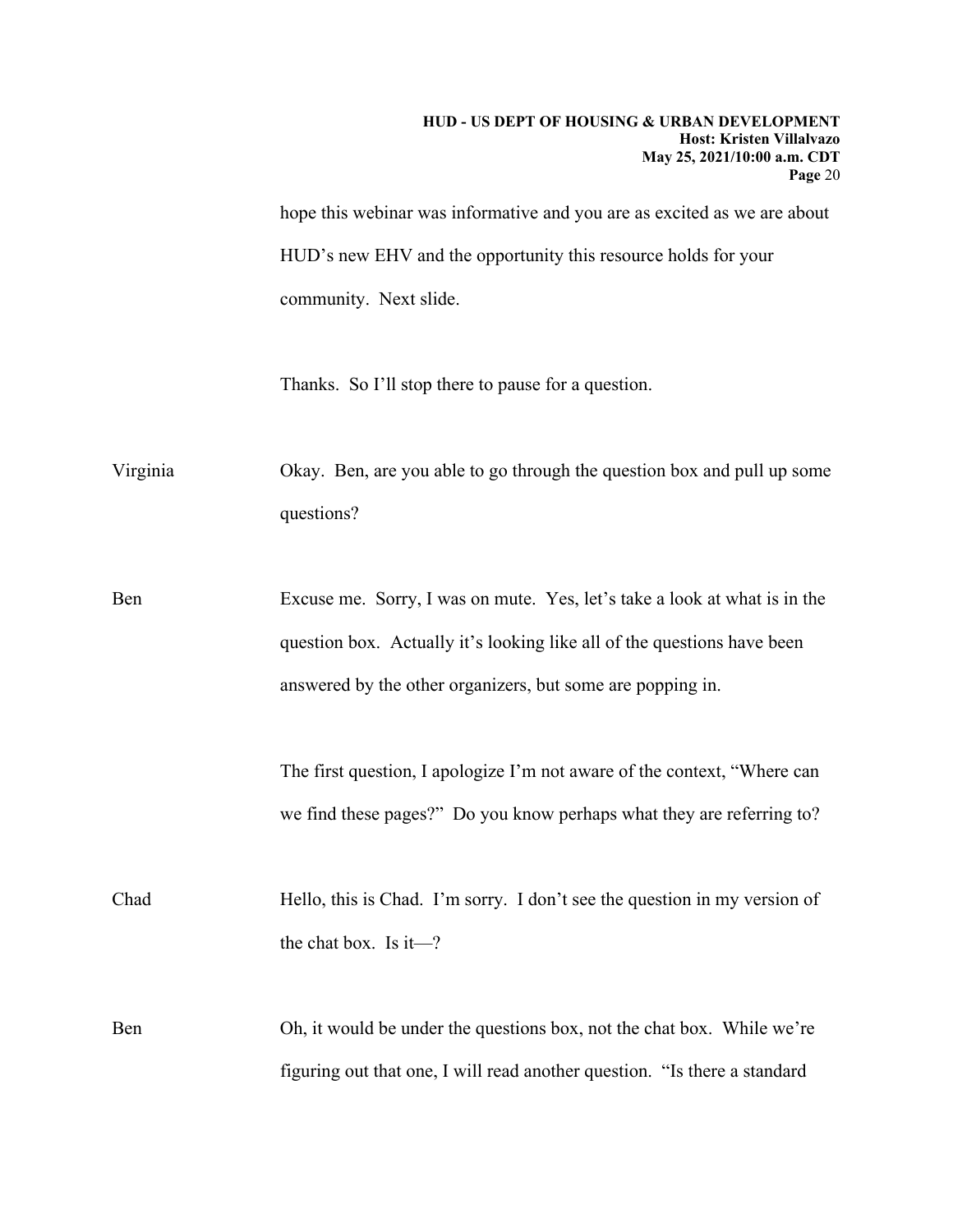hope this webinar was informative and you are as excited as we are about HUD's new EHV and the opportunity this resource holds for your community. Next slide.

Thanks. So I'll stop there to pause for a question.

Virginia Okay. Ben, are you able to go through the question box and pull up some questions?

Ben Excuse me. Sorry, I was on mute. Yes, let's take a look at what is in the question box. Actually it's looking like all of the questions have been answered by the other organizers, but some are popping in.

The first question, I apologize I'm not aware of the context, "Where can we find these pages?" Do you know perhaps what they are referring to?

Chad Hello, this is Chad. I'm sorry. I don't see the question in my version of the chat box. Is it—?

Ben Oh, it would be under the questions box, not the chat box. While we're figuring out that one, I will read another question. "Is there a standard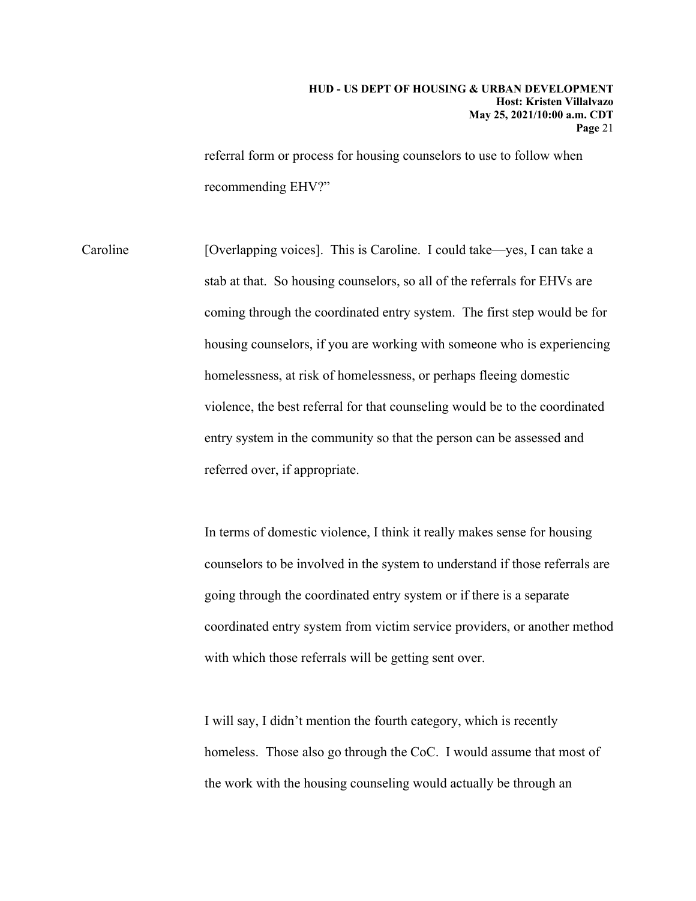referral form or process for housing counselors to use to follow when recommending EHV?"

Caroline [Overlapping voices]. This is Caroline. I could take—yes, I can take a stab at that. So housing counselors, so all of the referrals for EHVs are coming through the coordinated entry system. The first step would be for housing counselors, if you are working with someone who is experiencing homelessness, at risk of homelessness, or perhaps fleeing domestic violence, the best referral for that counseling would be to the coordinated entry system in the community so that the person can be assessed and referred over, if appropriate.

In terms of domestic violence, I think it really makes sense for housing counselors to be involved in the system to understand if those referrals are going through the coordinated entry system or if there is a separate coordinated entry system from victim service providers, or another method with which those referrals will be getting sent over.

I will say, I didn't mention the fourth category, which is recently homeless. Those also go through the CoC. I would assume that most of the work with the housing counseling would actually be through an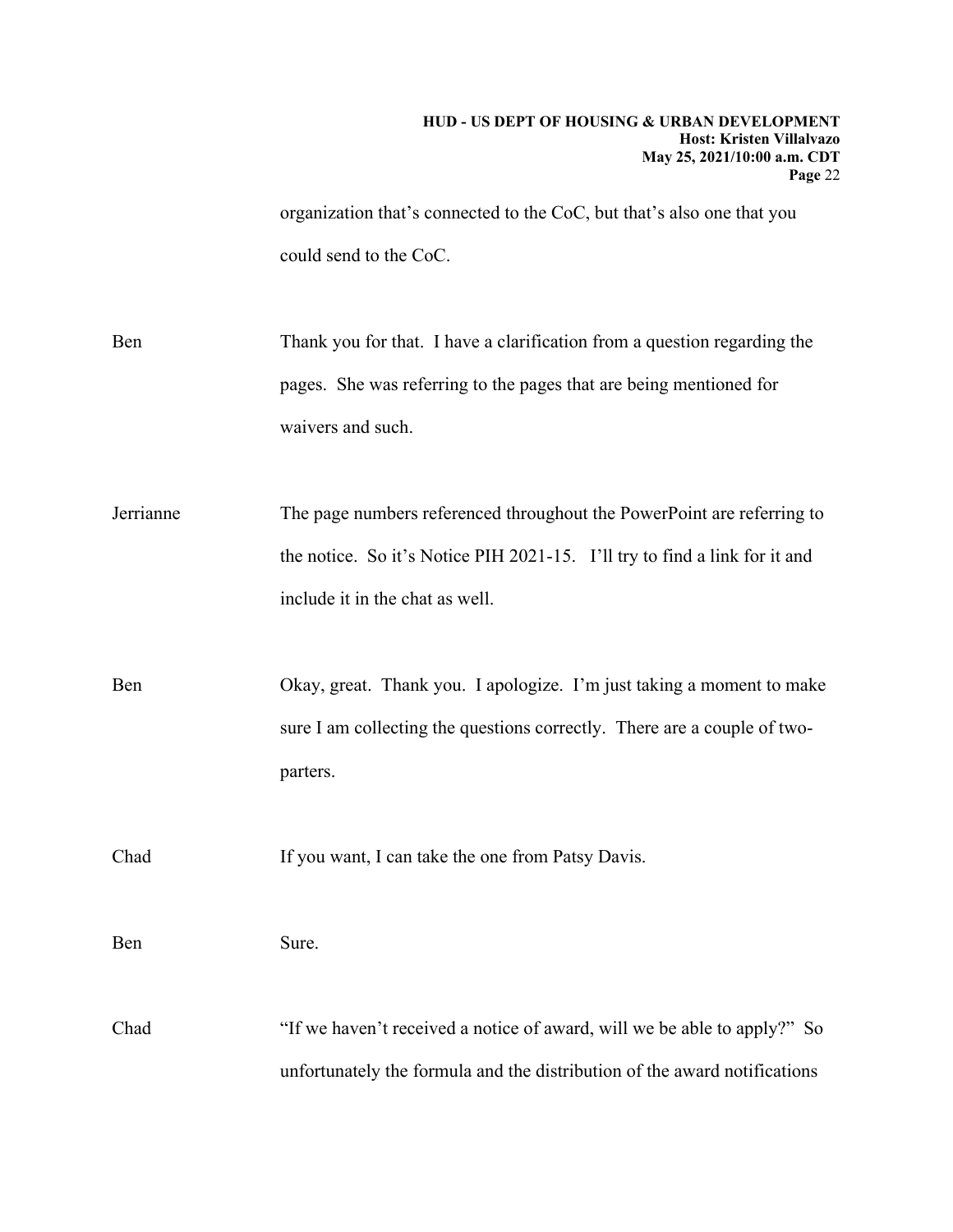organization that's connected to the CoC, but that's also one that you could send to the CoC.

Ben Thank you for that. I have a clarification from a question regarding the pages. She was referring to the pages that are being mentioned for waivers and such.

Jerrianne The page numbers referenced throughout the PowerPoint are referring to the notice. So it's Notice PIH 2021-15. I'll try to find a link for it and include it in the chat as well.

Ben Okay, great. Thank you. I apologize. I'm just taking a moment to make sure I am collecting the questions correctly. There are a couple of two-parters.

Chad If you want, I can take the one from Patsy Davis.

Ben Sure.

Chad "If we haven't received a notice of award, will we be able to apply?" So unfortunately the formula and the distribution of the award notifications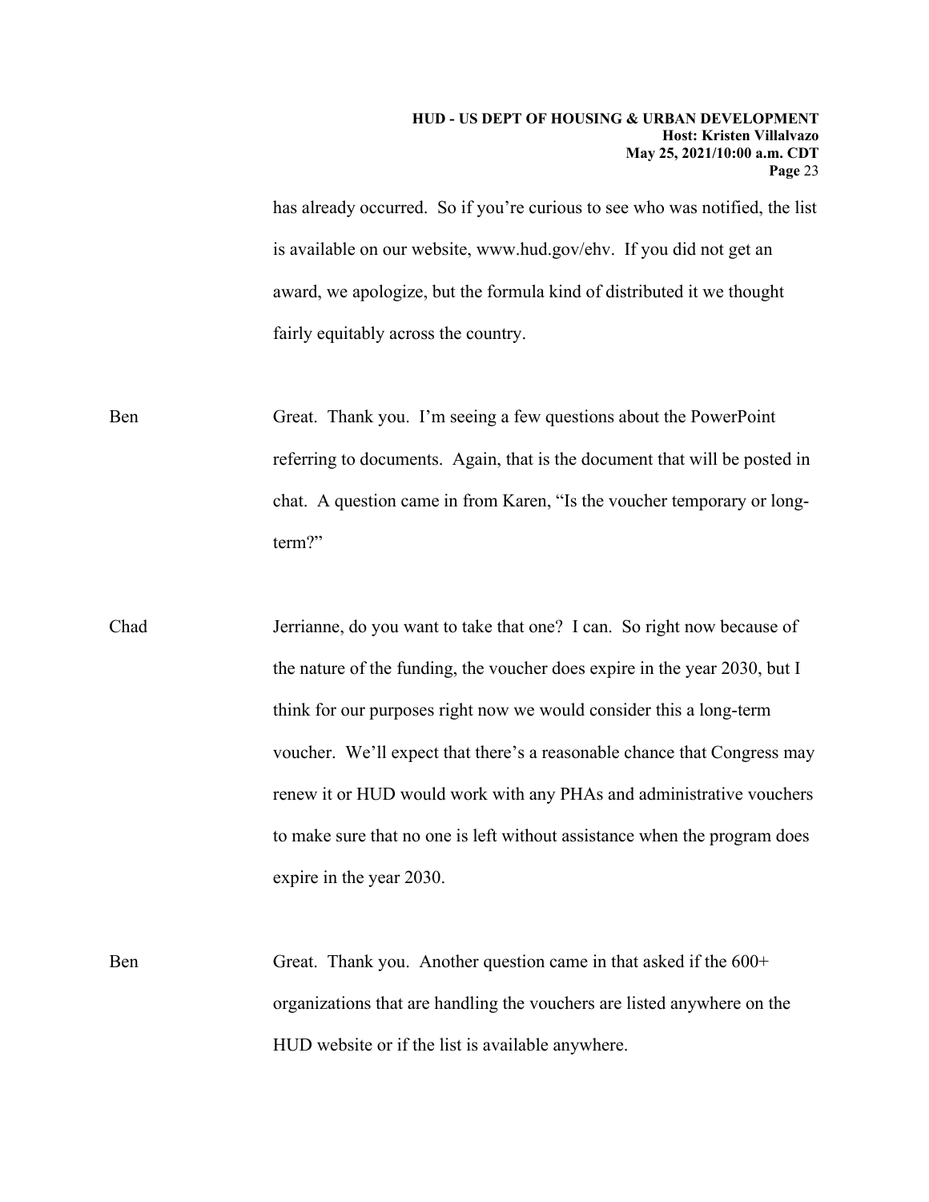has already occurred. So if you're curious to see who was notified, the list is available on our website, www.hud.gov/ehv. If you did not get an award, we apologize, but the formula kind of distributed it we thought fairly equitably across the country.

Ben Great. Thank you. I'm seeing a few questions about the PowerPoint referring to documents. Again, that is the document that will be posted in chat. A question came in from Karen, "Is the voucher temporary or long-term?"

Chad Jerrianne, do you want to take that one? I can. So right now because of the nature of the funding, the voucher does expire in the year 2030, but I think for our purposes right now we would consider this a long-term voucher. We'll expect that there's a reasonable chance that Congress may renew it or HUD would work with any PHAs and administrative vouchers to make sure that no one is left without assistance when the program does expire in the year 2030.

Ben Great. Thank you. Another question came in that asked if the 600+ organizations that are handling the vouchers are listed anywhere on the HUD website or if the list is available anywhere.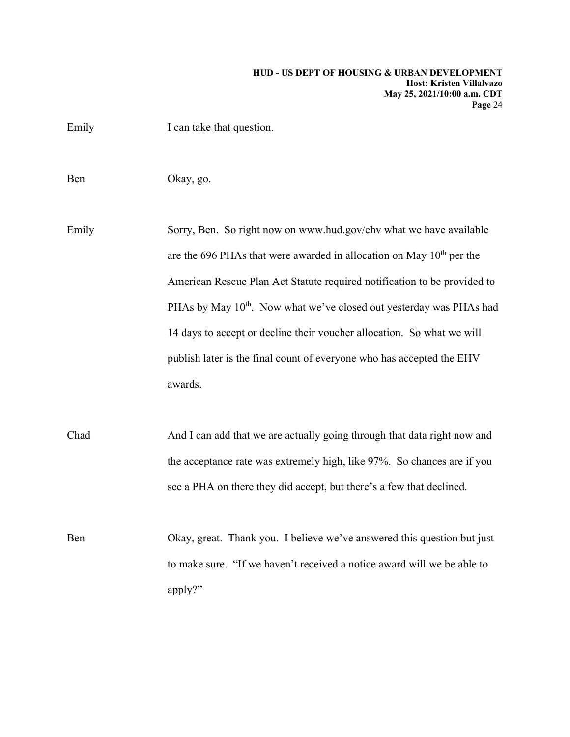Emily I can take that question.

Ben Okay, go.

Emily Sorry, Ben. So right now on www.hud.gov/ehv what we have available are the 696 PHAs that were awarded in allocation on May 10th per the American Rescue Plan Act Statute required notification to be provided to PHAs by May 10th. Now what we've closed out yesterday was PHAs had 14 days to accept or decline their voucher allocation. So what we will publish later is the final count of everyone who has accepted the EHV awards.

Chad And I can add that we are actually going through that data right now and the acceptance rate was extremely high, like 97%. So chances are if you see a PHA on there they did accept, but there's a few that declined.

Ben Okay, great. Thank you. I believe we've answered this question but just to make sure. "If we haven't received a notice award will we be able to apply?"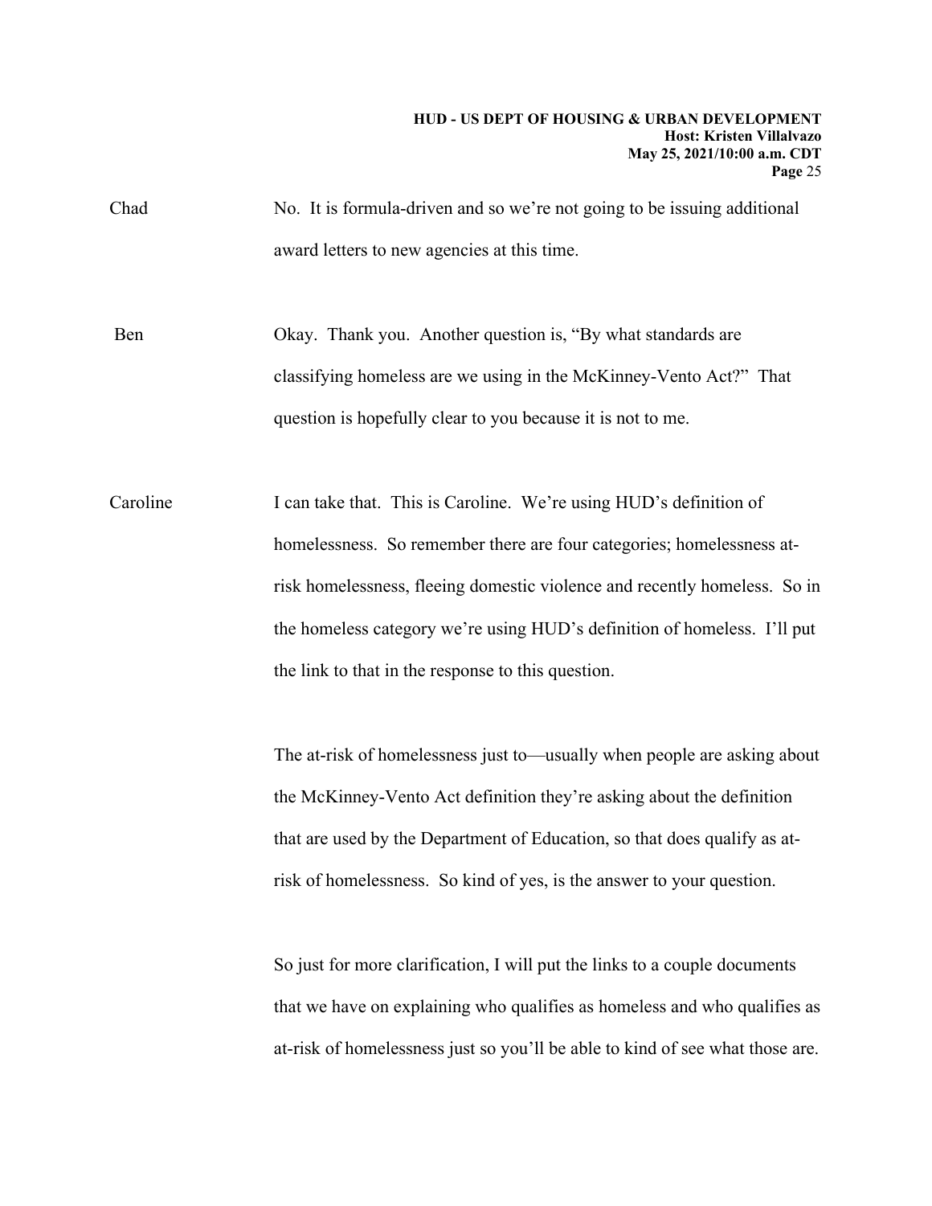Chad No. It is formula-driven and so we're not going to be issuing additional award letters to new agencies at this time.

Ben Okay. Thank you. Another question is, "By what standards are classifying homeless are we using in the McKinney-Vento Act?" That question is hopefully clear to you because it is not to me.

Caroline I can take that. This is Caroline. We're using HUD's definition of homelessness. So remember there are four categories; homelessness at-risk homelessness, fleeing domestic violence and recently homeless. So in the homeless category we're using HUD's definition of homeless. I'll put the link to that in the response to this question.

The at-risk of homelessness just to—usually when people are asking about the McKinney-Vento Act definition they're asking about the definition that are used by the Department of Education, so that does qualify as at-risk of homelessness. So kind of yes, is the answer to your question.

So just for more clarification, I will put the links to a couple documents that we have on explaining who qualifies as homeless and who qualifies as at-risk of homelessness just so you'll be able to kind of see what those are.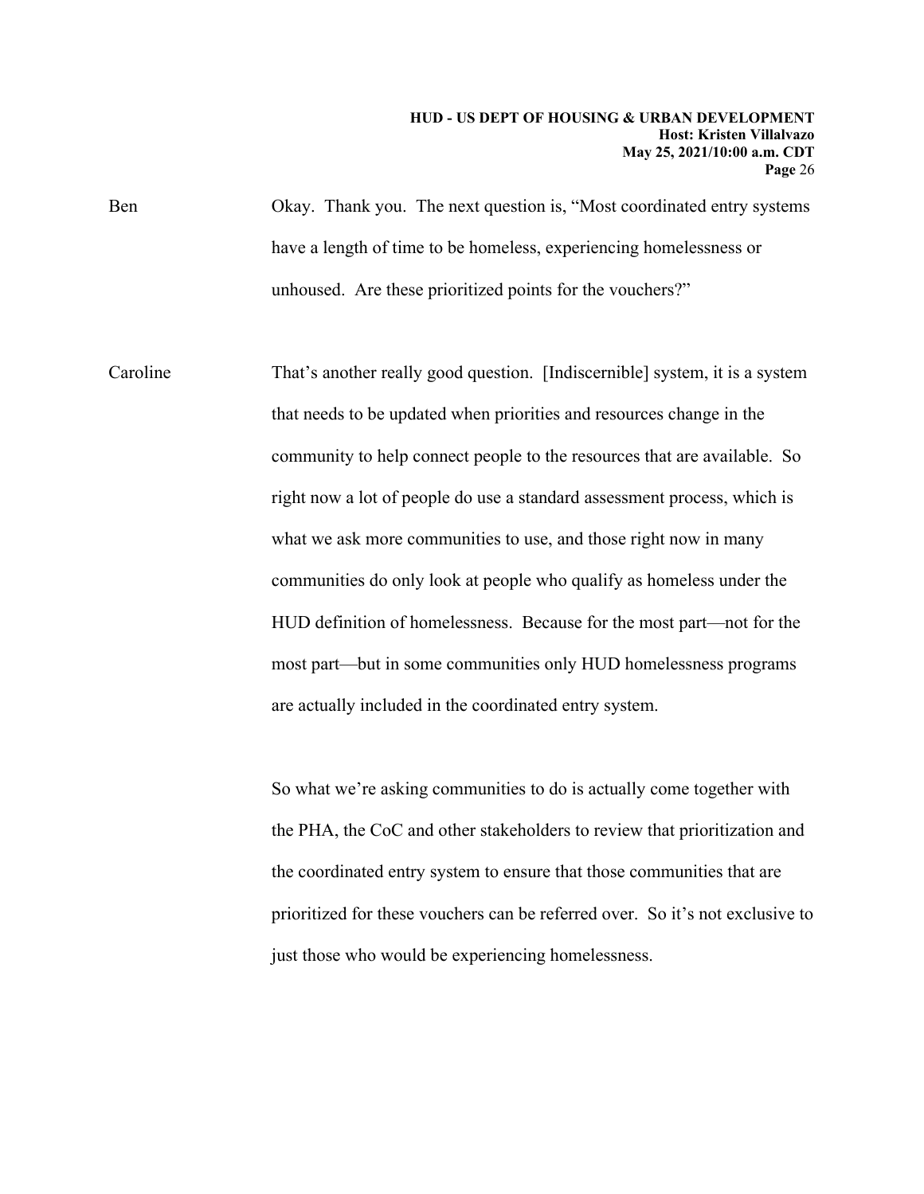Ben Okay. Thank you. The next question is, "Most coordinated entry systems have a length of time to be homeless, experiencing homelessness or unhoused. Are these prioritized points for the vouchers?"

Caroline That's another really good question. [Indiscernible] system, it is a system that needs to be updated when priorities and resources change in the community to help connect people to the resources that are available. So right now a lot of people do use a standard assessment process, which is what we ask more communities to use, and those right now in many communities do only look at people who qualify as homeless under the HUD definition of homelessness. Because for the most part—not for the most part—but in some communities only HUD homelessness programs are actually included in the coordinated entry system.

So what we're asking communities to do is actually come together with the PHA, the CoC and other stakeholders to review that prioritization and the coordinated entry system to ensure that those communities that are prioritized for these vouchers can be referred over. So it's not exclusive to just those who would be experiencing homelessness.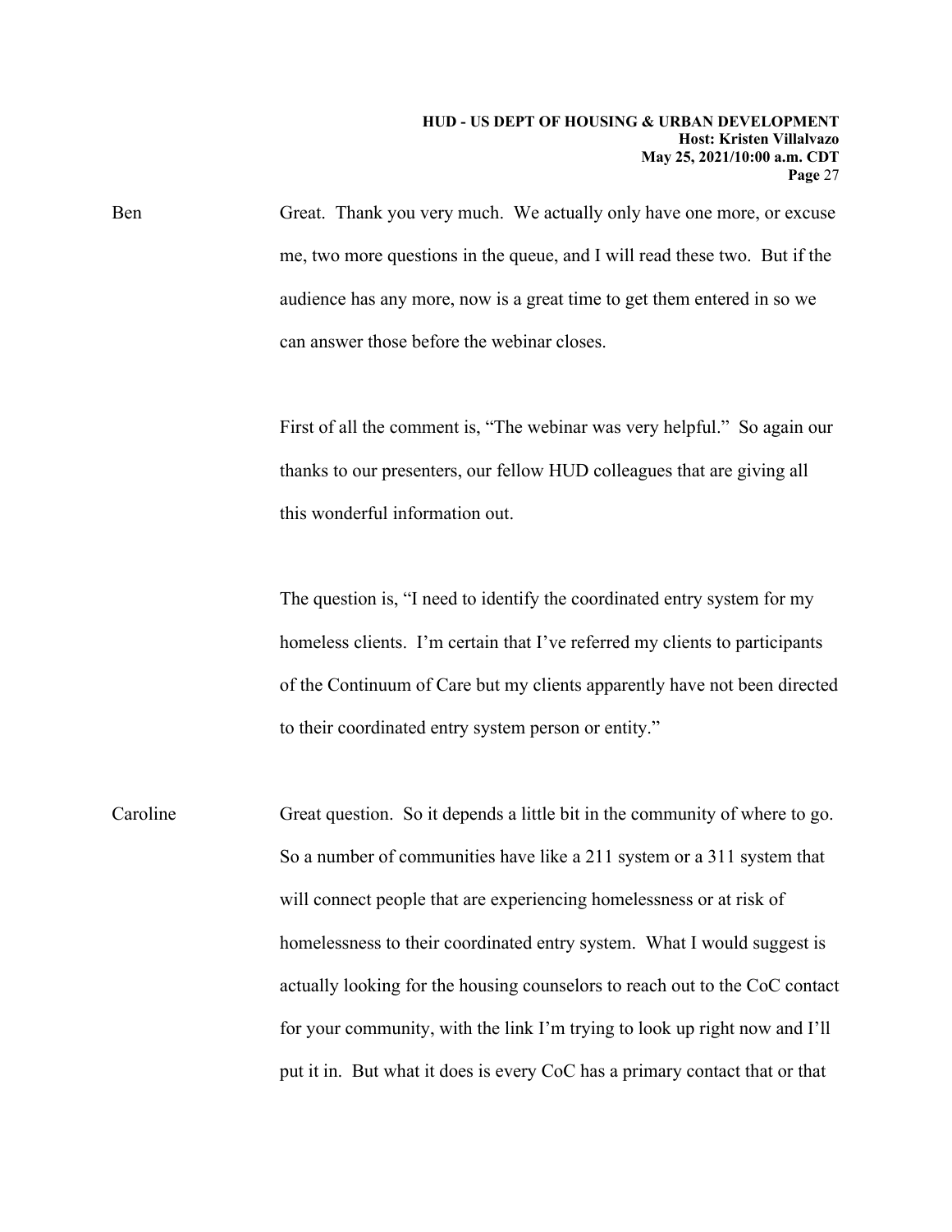Ben Great. Thank you very much. We actually only have one more, or excuse me, two more questions in the queue, and I will read these two. But if the audience has any more, now is a great time to get them entered in so we can answer those before the webinar closes.

First of all the comment is, "The webinar was very helpful." So again our thanks to our presenters, our fellow HUD colleagues that are giving all this wonderful information out.

The question is, "I need to identify the coordinated entry system for my homeless clients. I'm certain that I've referred my clients to participants of the Continuum of Care but my clients apparently have not been directed to their coordinated entry system person or entity."

Caroline Great question. So it depends a little bit in the community of where to go. So a number of communities have like a 211 system or a 311 system that will connect people that are experiencing homelessness or at risk of homelessness to their coordinated entry system. What I would suggest is actually looking for the housing counselors to reach out to the CoC contact for your community, with the link I'm trying to look up right now and I'll put it in. But what it does is every CoC has a primary contact that or that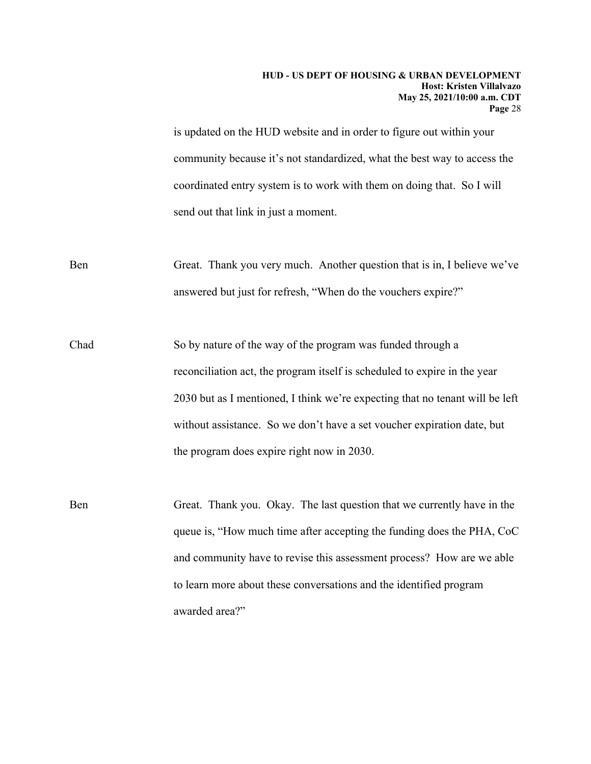is updated on the HUD website and in order to figure out within your community because it's not standardized, what the best way to access the coordinated entry system is to work with them on doing that. So I will send out that link in just a moment.

Ben Great. Thank you very much. Another question that is in, I believe we've answered but just for refresh, "When do the vouchers expire?"

Chad So by nature of the way of the program was funded through a reconciliation act, the program itself is scheduled to expire in the year 2030 but as I mentioned, I think we're expecting that no tenant will be left without assistance. So we don't have a set voucher expiration date, but the program does expire right now in 2030.

Ben Great. Thank you. Okay. The last question that we currently have in the queue is, "How much time after accepting the funding does the PHA, CoC and community have to revise this assessment process? How are we able to learn more about these conversations and the identified program awarded area?"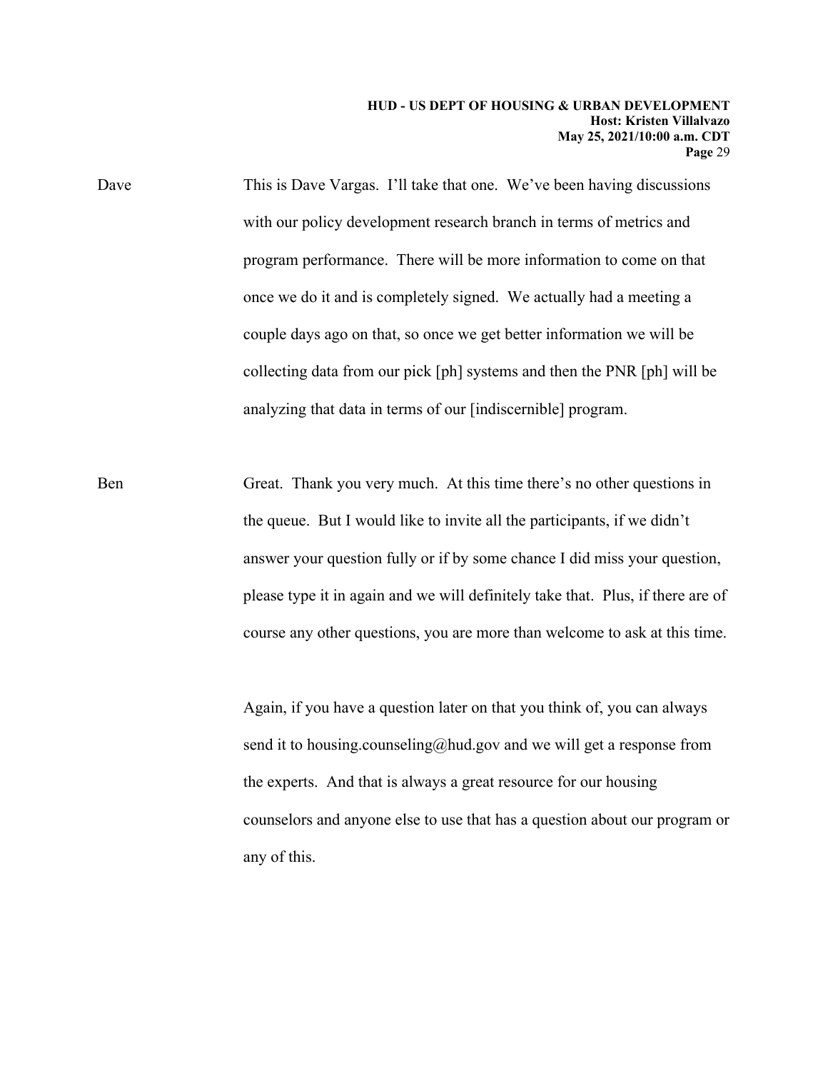Dave This is Dave Vargas. I'll take that one. We've been having discussions with our policy development research branch in terms of metrics and program performance. There will be more information to come on that once we do it and is completely signed. We actually had a meeting a couple days ago on that, so once we get better information we will be collecting data from our pick [ph] systems and then the PNR [ph] will be analyzing that data in terms of our [indiscernible] program.

Ben Great. Thank you very much. At this time there's no other questions in the queue. But I would like to invite all the participants, if we didn't answer your question fully or if by some chance I did miss your question, please type it in again and we will definitely take that. Plus, if there are of course any other questions, you are more than welcome to ask at this time.

Again, if you have a question later on that you think of, you can always send it to housing.counseling@hud.gov and we will get a response from the experts. And that is always a great resource for our housing counselors and anyone else to use that has a question about our program or any of this.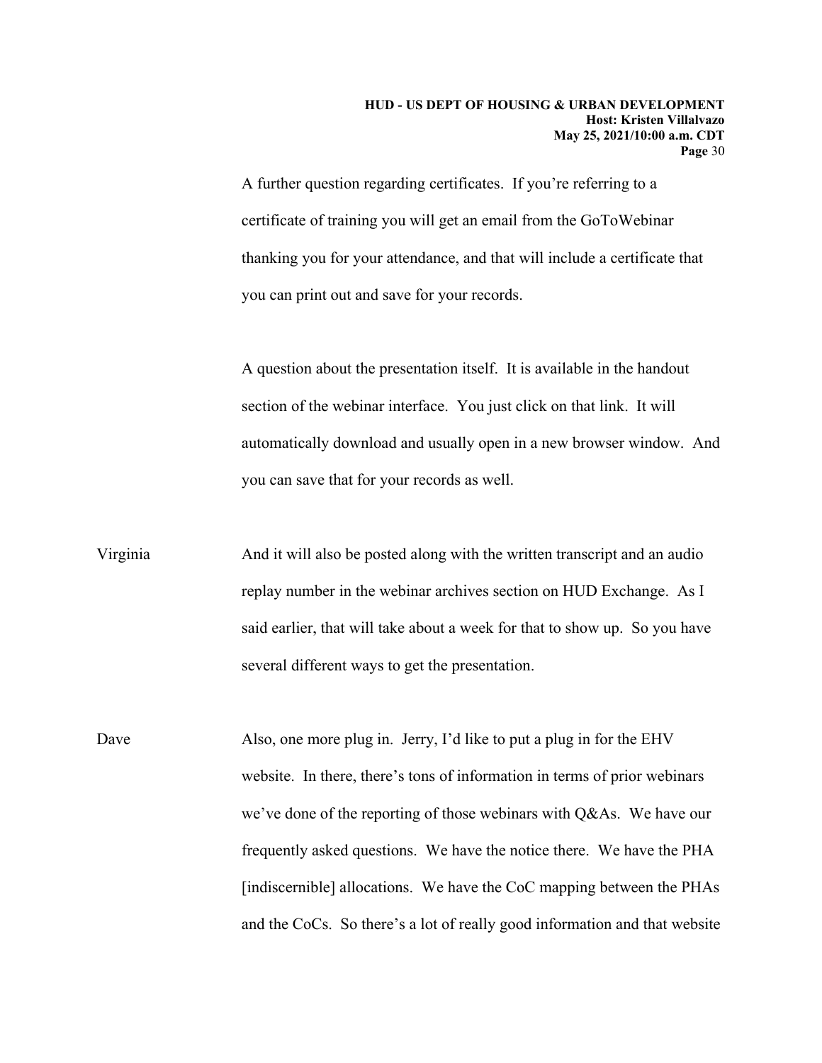A further question regarding certificates. If you're referring to a certificate of training you will get an email from the GoToWebinar thanking you for your attendance, and that will include a certificate that you can print out and save for your records.

A question about the presentation itself. It is available in the handout section of the webinar interface. You just click on that link. It will automatically download and usually open in a new browser window. And you can save that for your records as well.

Virginia And it will also be posted along with the written transcript and an audio replay number in the webinar archives section on HUD Exchange. As I said earlier, that will take about a week for that to show up. So you have several different ways to get the presentation.

Dave Also, one more plug in. Jerry, I'd like to put a plug in for the EHV website. In there, there's tons of information in terms of prior webinars we've done of the reporting of those webinars with Q&As. We have our frequently asked questions. We have the notice there. We have the PHA [indiscernible] allocations. We have the CoC mapping between the PHAs and the CoCs. So there's a lot of really good information and that website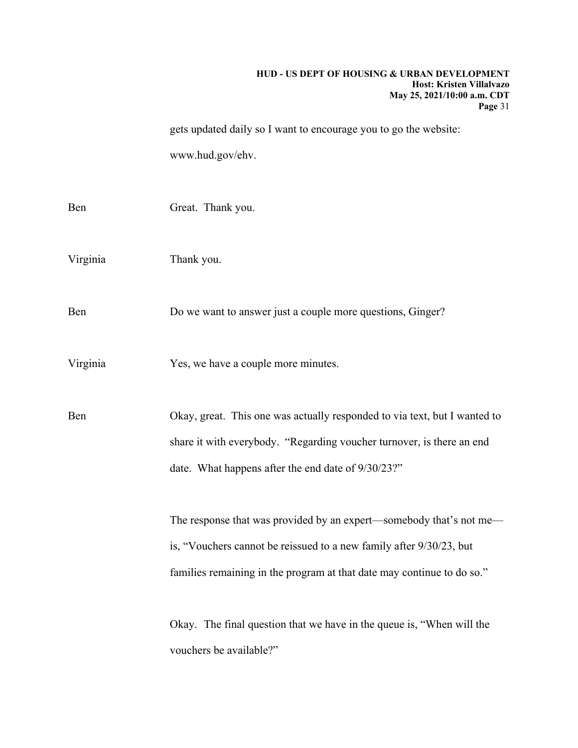gets updated daily so I want to encourage you to go the website: www.hud.gov/ehv.

Ben Great. Thank you.

Virginia Thank you.

Ben Do we want to answer just a couple more questions, Ginger?

Virginia Yes, we have a couple more minutes.

Ben Okay, great. This one was actually responded to via text, but I wanted to share it with everybody. "Regarding voucher turnover, is there an end date. What happens after the end date of 9/30/23?"

The response that was provided by an expert—somebody that's not me—is, "Vouchers cannot be reissued to a new family after 9/30/23, but families remaining in the program at that date may continue to do so."

Okay. The final question that we have in the queue is, "When will the vouchers be available?"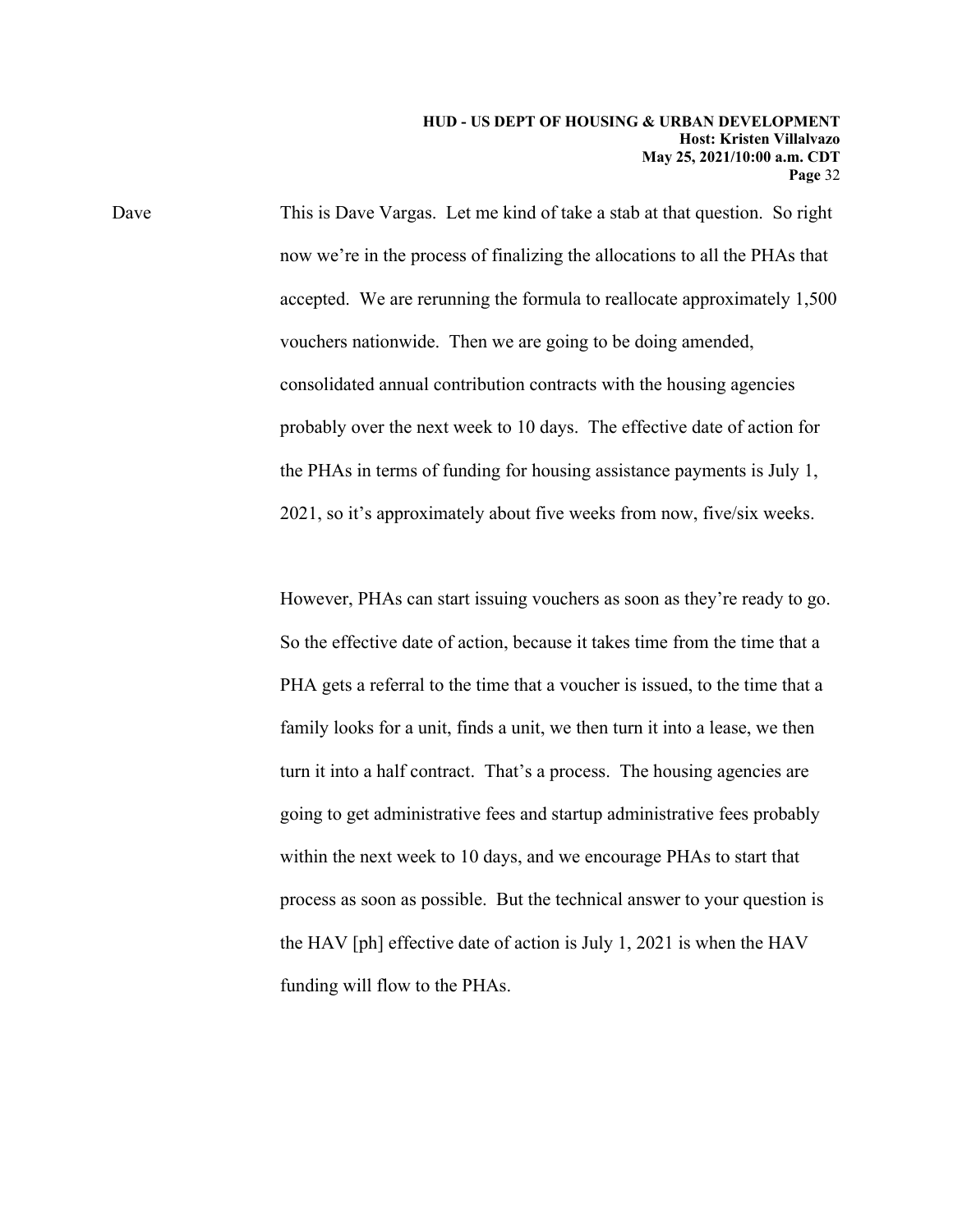Dave This is Dave Vargas. Let me kind of take a stab at that question. So right now we're in the process of finalizing the allocations to all the PHAs that accepted. We are rerunning the formula to reallocate approximately 1,500 vouchers nationwide. Then we are going to be doing amended, consolidated annual contribution contracts with the housing agencies probably over the next week to 10 days. The effective date of action for the PHAs in terms of funding for housing assistance payments is July 1, 2021, so it's approximately about five weeks from now, five/six weeks.

However, PHAs can start issuing vouchers as soon as they're ready to go. So the effective date of action, because it takes time from the time that a PHA gets a referral to the time that a voucher is issued, to the time that a family looks for a unit, finds a unit, we then turn it into a lease, we then turn it into a half contract. That's a process. The housing agencies are going to get administrative fees and startup administrative fees probably within the next week to 10 days, and we encourage PHAs to start that process as soon as possible. But the technical answer to your question is the HAV [ph] effective date of action is July 1, 2021 is when the HAV funding will flow to the PHAs.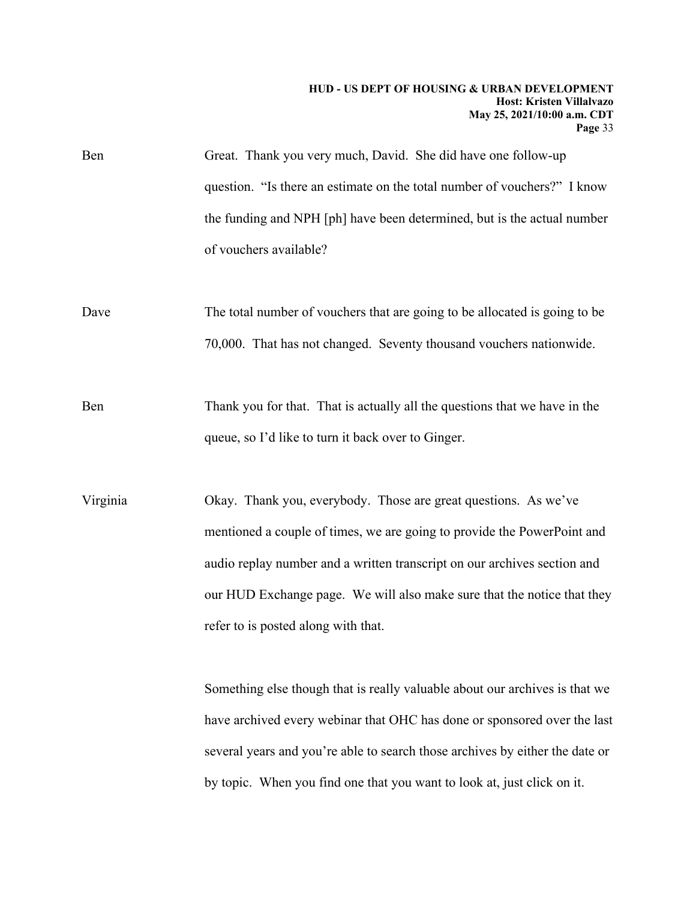Ben Great. Thank you very much, David. She did have one follow-up question. "Is there an estimate on the total number of vouchers?" I know the funding and NPH [ph] have been determined, but is the actual number of vouchers available?

Dave The total number of vouchers that are going to be allocated is going to be 70,000. That has not changed. Seventy thousand vouchers nationwide.

Ben Thank you for that. That is actually all the questions that we have in the queue, so I'd like to turn it back over to Ginger.

Virginia Okay. Thank you, everybody. Those are great questions. As we've mentioned a couple of times, we are going to provide the PowerPoint and audio replay number and a written transcript on our archives section and our HUD Exchange page. We will also make sure that the notice that they refer to is posted along with that.

Something else though that is really valuable about our archives is that we have archived every webinar that OHC has done or sponsored over the last several years and you're able to search those archives by either the date or by topic. When you find one that you want to look at, just click on it.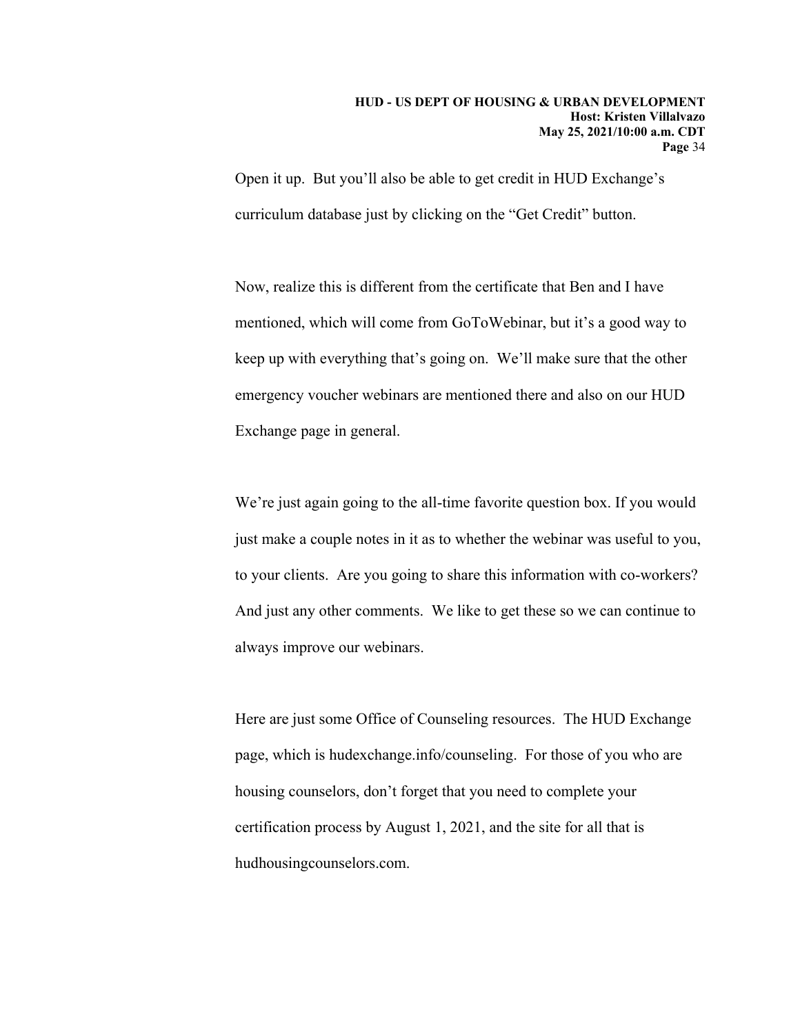Open it up. But you'll also be able to get credit in HUD Exchange's curriculum database just by clicking on the "Get Credit" button.

Now, realize this is different from the certificate that Ben and I have mentioned, which will come from GoToWebinar, but it's a good way to keep up with everything that's going on. We'll make sure that the other emergency voucher webinars are mentioned there and also on our HUD Exchange page in general.

We're just again going to the all-time favorite question box. If you would just make a couple notes in it as to whether the webinar was useful to you, to your clients. Are you going to share this information with co-workers? And just any other comments. We like to get these so we can continue to always improve our webinars.

Here are just some Office of Counseling resources. The HUD Exchange page, which is hudexchange.info/counseling. For those of you who are housing counselors, don't forget that you need to complete your certification process by August 1, 2021, and the site for all that is hudhousingcounselors.com.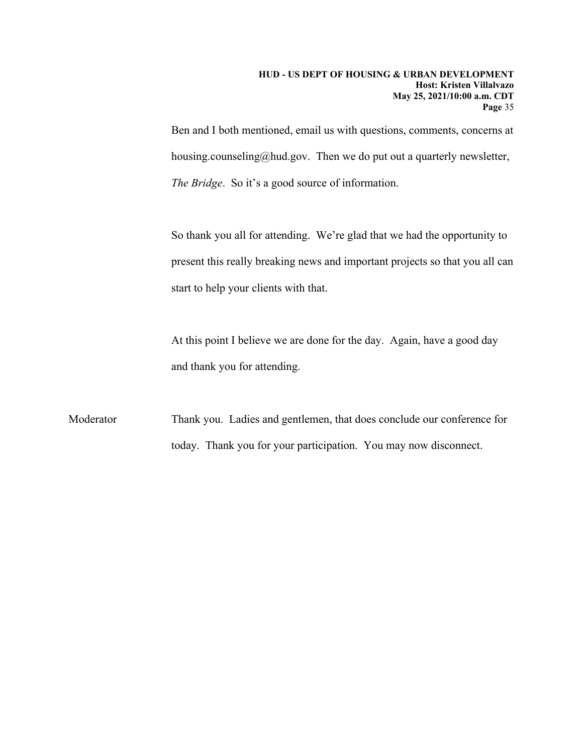Ben and I both mentioned, email us with questions, comments, concerns at housing.counseling@hud.gov. Then we do put out a quarterly newsletter, *The Bridge*. So it's a good source of information.

So thank you all for attending. We're glad that we had the opportunity to present this really breaking news and important projects so that you all can start to help your clients with that.

At this point I believe we are done for the day. Again, have a good day and thank you for attending.

Moderator: Thank you. Ladies and gentlemen, that does conclude our conference for today. Thank you for your participation. You may now disconnect.